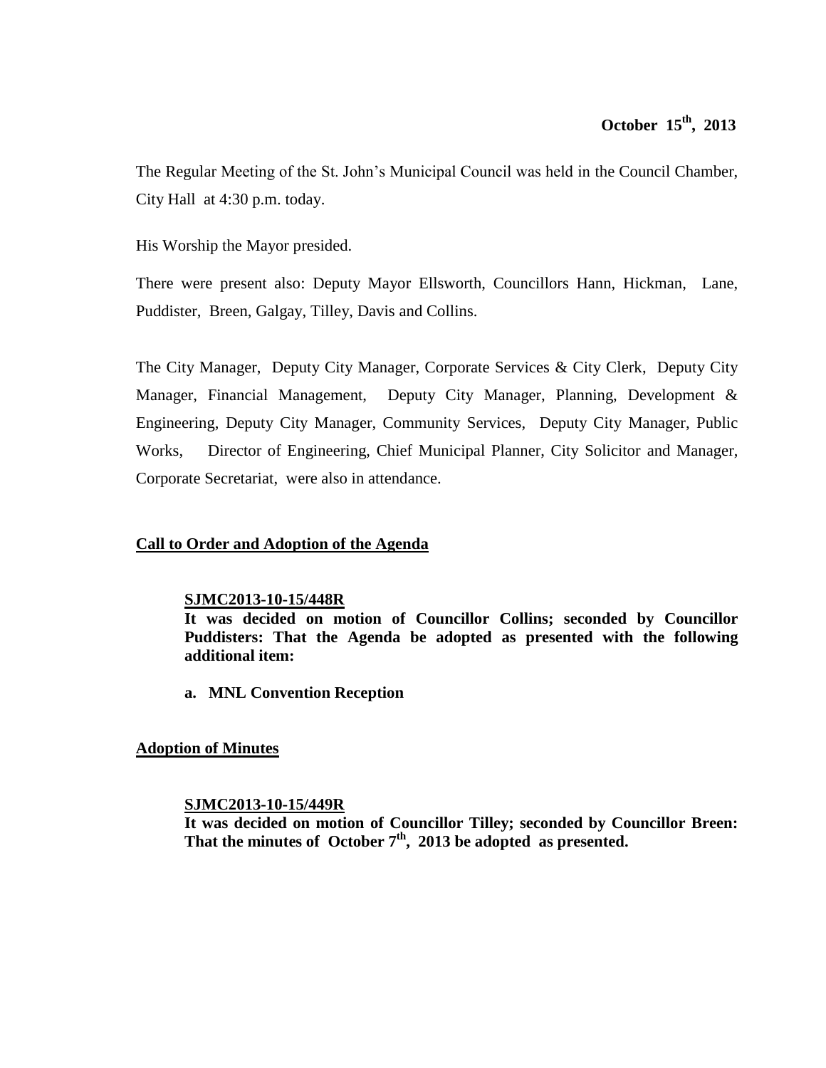**October 15th, 2013**

The Regular Meeting of the St. John's Municipal Council was held in the Council Chamber, City Hall at 4:30 p.m. today.

His Worship the Mayor presided.

There were present also: Deputy Mayor Ellsworth, Councillors Hann, Hickman, Lane, Puddister, Breen, Galgay, Tilley, Davis and Collins.

The City Manager, Deputy City Manager, Corporate Services & City Clerk, Deputy City Manager, Financial Management, Deputy City Manager, Planning, Development & Engineering, Deputy City Manager, Community Services, Deputy City Manager, Public Works, Director of Engineering, Chief Municipal Planner, City Solicitor and Manager, Corporate Secretariat, were also in attendance.

## Call to Order and Adoption of the Agenda

**SJMC2013-10-15/448R**

**It was decided on motion of Councillor Collins; seconded by Councillor Puddisters: That the Agenda be adopted as presented with the following additional item:**

**a. MNL Convention Reception**

## Adoption of Minutes

**SJMC2013-10-15/449R**

**It was decided on motion of Councillor Tilley; seconded by Councillor Breen: That the minutes of October 7th, 2013 be adopted as presented.**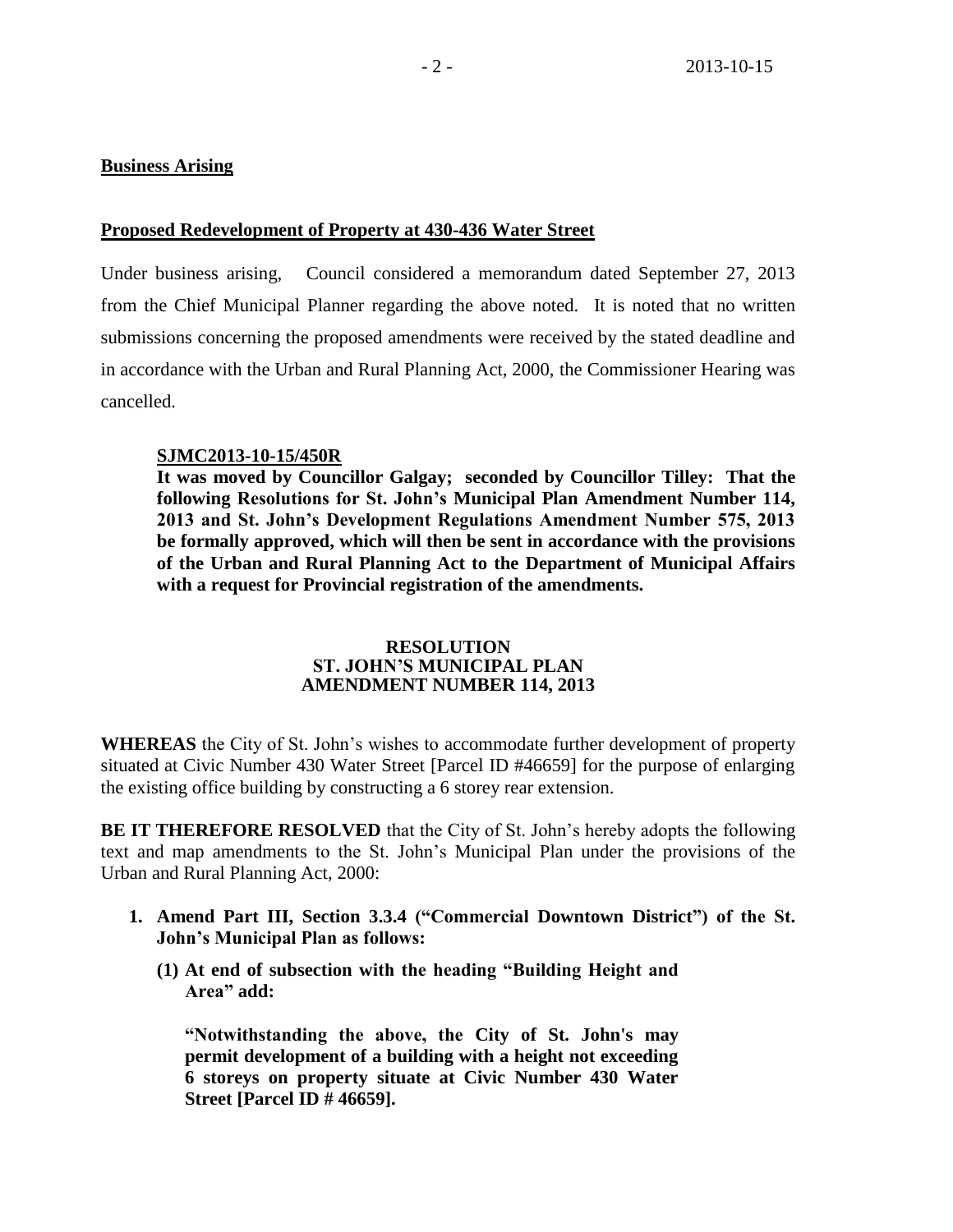**Business Arising**

**Proposed Redevelopment of Property at 430-436 Water Street**

Under business arising, Council considered a memorandum dated September 27, 2013 from the Chief Municipal Planner regarding the above noted. It is noted that no written submissions concerning the proposed amendments were received by the stated deadline and in accordance with the Urban and Rural Planning Act, 2000, the Commissioner Hearing was cancelled.

> **SJMC2013-10-15/450R**
> **It was moved by Councillor Galgay; seconded by Councillor Tilley: That the following Resolutions for St. John's Municipal Plan Amendment Number 114, 2013 and St. John's Development Regulations Amendment Number 575, 2013 be formally approved, which will then be sent in accordance with the provisions of the Urban and Rural Planning Act to the Department of Municipal Affairs with a request for Provincial registration of the amendments.**

**RESOLUTION**
**ST. JOHN'S MUNICIPAL PLAN**
**AMENDMENT NUMBER 114, 2013**

**WHEREAS** the City of St. John's wishes to accommodate further development of property situated at Civic Number 430 Water Street [Parcel ID #46659] for the purpose of enlarging the existing office building by constructing a 6 storey rear extension.

**BE IT THEREFORE RESOLVED** that the City of St. John's hereby adopts the following text and map amendments to the St. John's Municipal Plan under the provisions of the Urban and Rural Planning Act, 2000:

1. **Amend Part III, Section 3.3.4 ("Commercial Downtown District") of the St. John's Municipal Plan as follows:**

   **(1) At end of subsection with the heading "Building Height and Area" add:**

   **"Notwithstanding the above, the City of St. John's may permit development of a building with a height not exceeding 6 storeys on property situate at Civic Number 430 Water Street [Parcel ID # 46659].**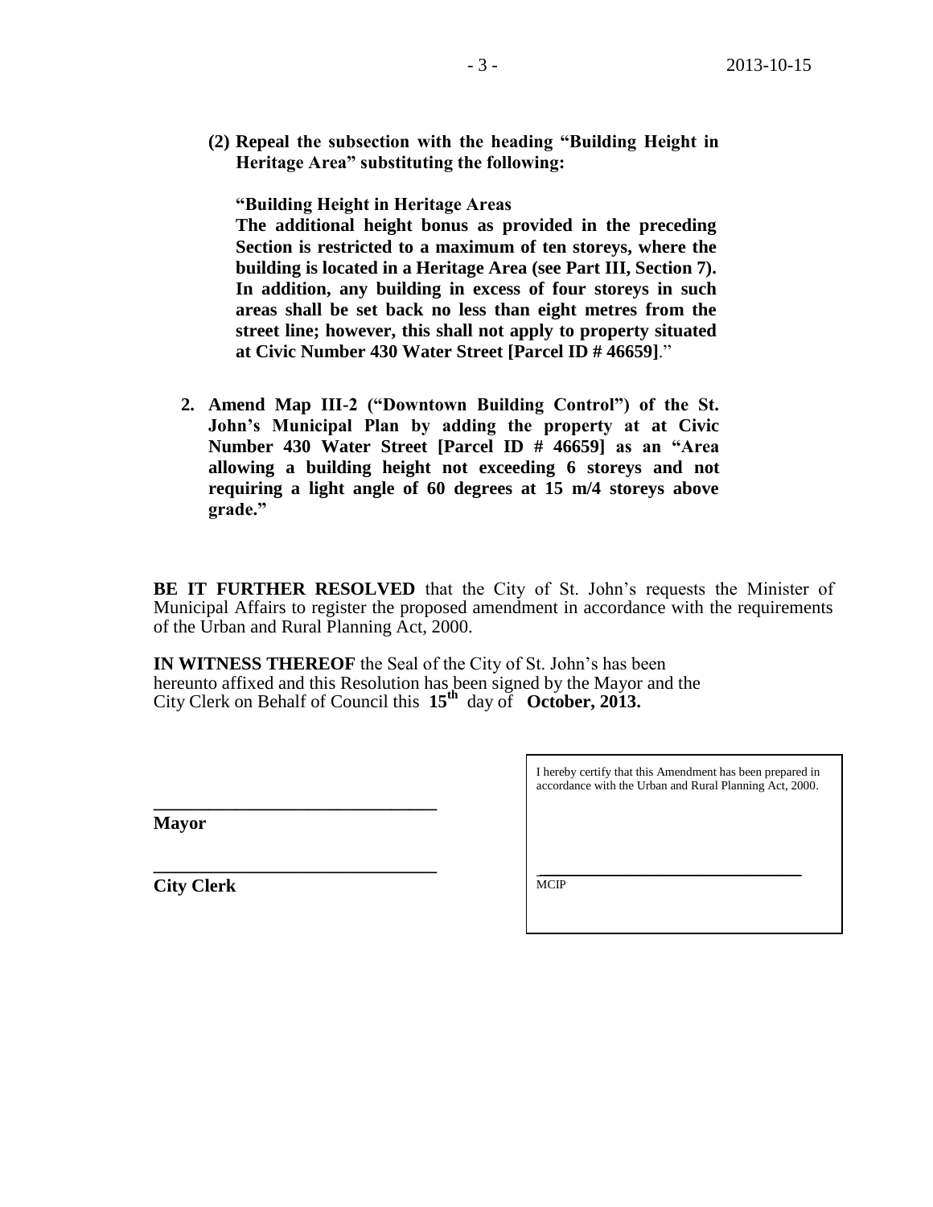**(2) Repeal the subsection with the heading "Building Height in Heritage Area" substituting the following:**

**"Building Height in Heritage Areas**
**The additional height bonus as provided in the preceding Section is restricted to a maximum of ten storeys, where the building is located in a Heritage Area (see Part III, Section 7). In addition, any building in excess of four storeys in such areas shall be set back no less than eight metres from the street line; however, this shall not apply to property situated at Civic Number 430 Water Street [Parcel ID # 46659]**."

**2. Amend Map III-2 ("Downtown Building Control") of the St. John's Municipal Plan by adding the property at at Civic Number 430 Water Street [Parcel ID # 46659] as an "Area allowing a building height not exceeding 6 storeys and not requiring a light angle of 60 degrees at 15 m/4 storeys above grade."**

**BE IT FURTHER RESOLVED** that the City of St. John's requests the Minister of Municipal Affairs to register the proposed amendment in accordance with the requirements of the Urban and Rural Planning Act, 2000.

**IN WITNESS THEREOF** the Seal of the City of St. John's has been hereunto affixed and this Resolution has been signed by the Mayor and the City Clerk on Behalf of Council this **15th** day of **October, 2013.**

\_\_\_\_\_\_\_\_\_\_\_\_\_\_\_\_\_\_\_\_\_\_\_\_\_\_\_\_\_\_
**Mayor**

\_\_\_\_\_\_\_\_\_\_\_\_\_\_\_\_\_\_\_\_\_\_\_\_\_\_\_\_\_\_
**City Clerk**

I hereby certify that this Amendment has been prepared in accordance with the Urban and Rural Planning Act, 2000.

\_\_\_\_\_\_\_\_\_\_\_\_\_\_\_\_\_\_\_\_\_\_\_\_\_\_\_\_\_\_
MCIP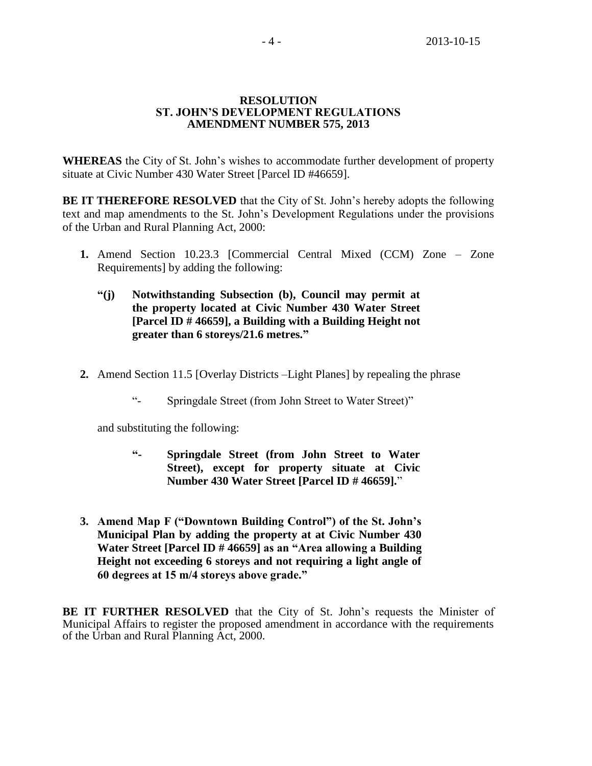**RESOLUTION**
**ST. JOHN'S DEVELOPMENT REGULATIONS**
**AMENDMENT NUMBER 575, 2013**

**WHEREAS** the City of St. John's wishes to accommodate further development of property situate at Civic Number 430 Water Street [Parcel ID #46659].

**BE IT THEREFORE RESOLVED** that the City of St. John's hereby adopts the following text and map amendments to the St. John's Development Regulations under the provisions of the Urban and Rural Planning Act, 2000:

1. Amend Section 10.23.3 [Commercial Central Mixed (CCM) Zone – Zone Requirements] by adding the following:

   **"(j) Notwithstanding Subsection (b), Council may permit at the property located at Civic Number 430 Water Street [Parcel ID # 46659], a Building with a Building Height not greater than 6 storeys/21.6 metres."**

2. Amend Section 11.5 [Overlay Districts –Light Planes] by repealing the phrase

   "- Springdale Street (from John Street to Water Street)"

   and substituting the following:

   **"- Springdale Street (from John Street to Water Street), except for property situate at Civic Number 430 Water Street [Parcel ID # 46659]."**

3. **Amend Map F ("Downtown Building Control") of the St. John's Municipal Plan by adding the property at at Civic Number 430 Water Street [Parcel ID # 46659] as an "Area allowing a Building Height not exceeding 6 storeys and not requiring a light angle of 60 degrees at 15 m/4 storeys above grade."**

**BE IT FURTHER RESOLVED** that the City of St. John's requests the Minister of Municipal Affairs to register the proposed amendment in accordance with the requirements of the Urban and Rural Planning Act, 2000.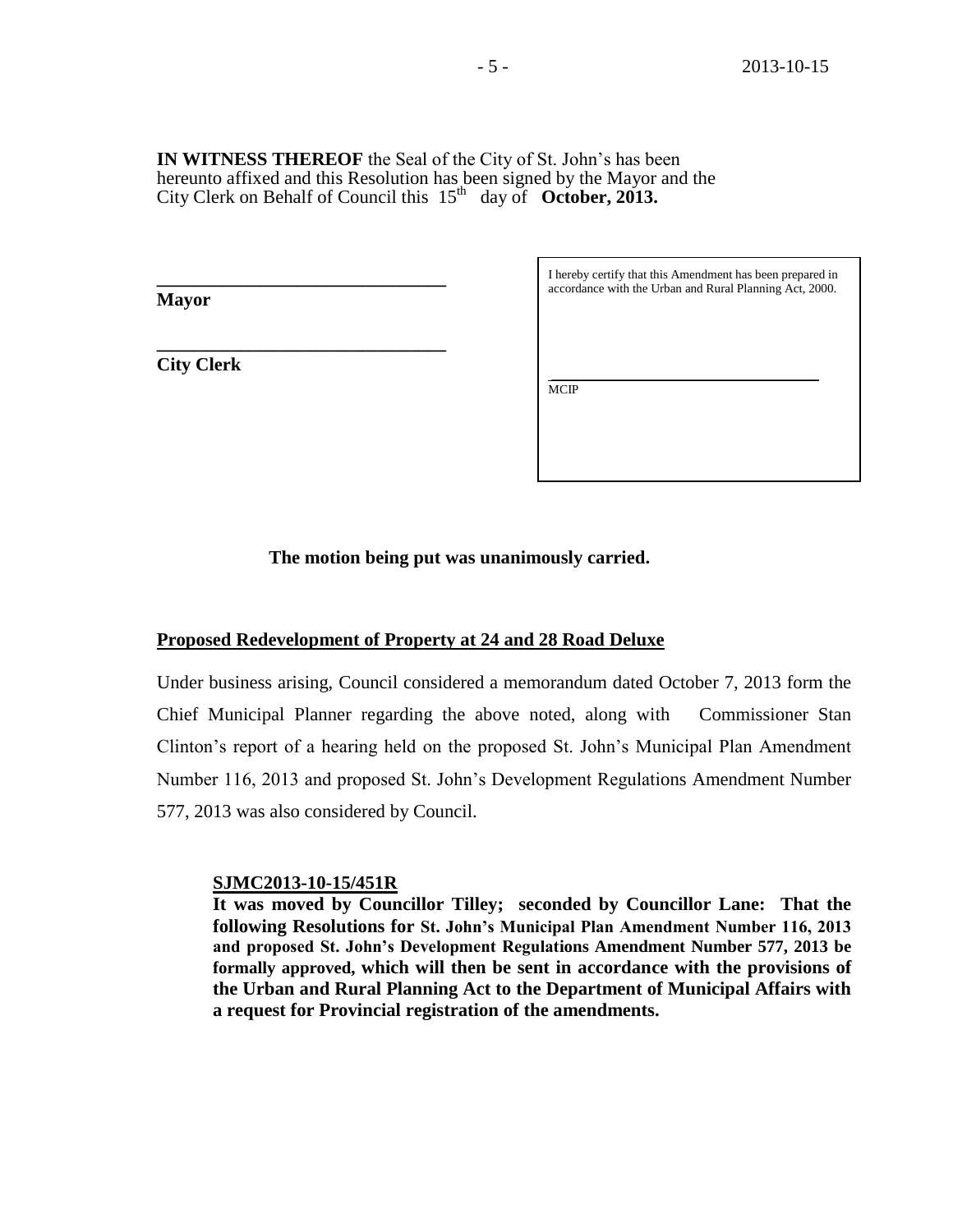**IN WITNESS THEREOF** the Seal of the City of St. John's has been hereunto affixed and this Resolution has been signed by the Mayor and the City Clerk on Behalf of Council this 15th day of **October, 2013.**

_______________________________
**Mayor**

_______________________________
**City Clerk**

I hereby certify that this Amendment has been prepared in accordance with the Urban and Rural Planning Act, 2000.

_______________________________
MCIP

**The motion being put was unanimously carried.**

## Proposed Redevelopment of Property at 24 and 28 Road Deluxe

Under business arising, Council considered a memorandum dated October 7, 2013 form the Chief Municipal Planner regarding the above noted, along with Commissioner Stan Clinton's report of a hearing held on the proposed St. John's Municipal Plan Amendment Number 116, 2013 and proposed St. John's Development Regulations Amendment Number 577, 2013 was also considered by Council.

**SJMC2013-10-15/451R**

**It was moved by Councillor Tilley; seconded by Councillor Lane: That the following Resolutions for St. John's Municipal Plan Amendment Number 116, 2013 and proposed St. John's Development Regulations Amendment Number 577, 2013 be formally approved, which will then be sent in accordance with the provisions of the Urban and Rural Planning Act to the Department of Municipal Affairs with a request for Provincial registration of the amendments.**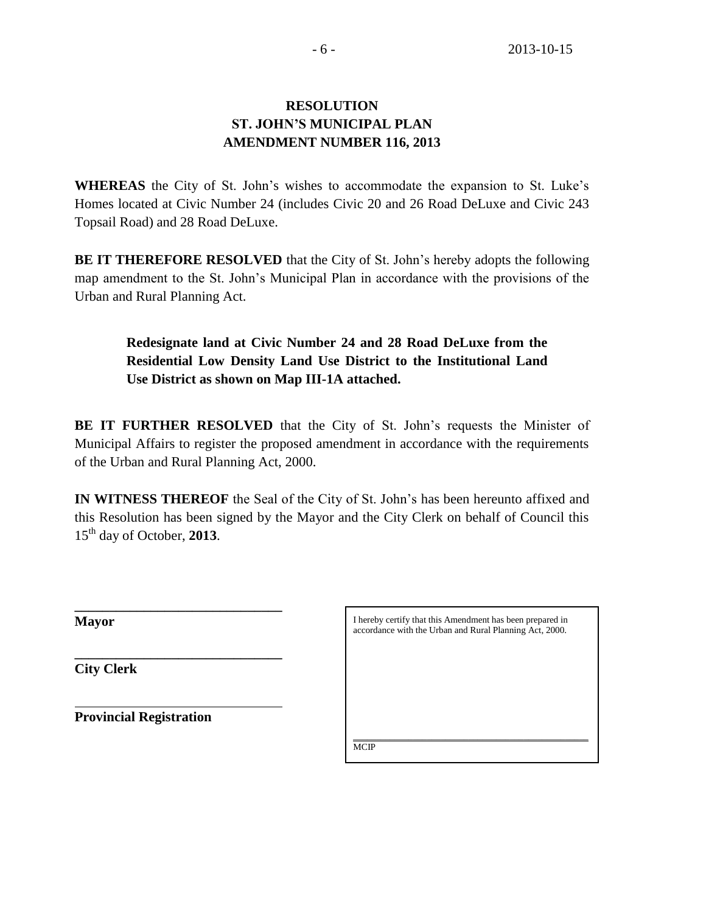**RESOLUTION**
**ST. JOHN'S MUNICIPAL PLAN**
**AMENDMENT NUMBER 116, 2013**

**WHEREAS** the City of St. John's wishes to accommodate the expansion to St. Luke's Homes located at Civic Number 24 (includes Civic 20 and 26 Road DeLuxe and Civic 243 Topsail Road) and 28 Road DeLuxe.

**BE IT THEREFORE RESOLVED** that the City of St. John's hereby adopts the following map amendment to the St. John's Municipal Plan in accordance with the provisions of the Urban and Rural Planning Act.

> **Redesignate land at Civic Number 24 and 28 Road DeLuxe from the Residential Low Density Land Use District to the Institutional Land Use District as shown on Map III-1A attached.**

**BE IT FURTHER RESOLVED** that the City of St. John's requests the Minister of Municipal Affairs to register the proposed amendment in accordance with the requirements of the Urban and Rural Planning Act, 2000.

**IN WITNESS THEREOF** the Seal of the City of St. John's has been hereunto affixed and this Resolution has been signed by the Mayor and the City Clerk on behalf of Council this 15th day of October, **2013**.

______________________________
**Mayor**

______________________________
**City Clerk**

______________________________
**Provincial Registration**

I hereby certify that this Amendment has been prepared in accordance with the Urban and Rural Planning Act, 2000.

______________________________
MCIP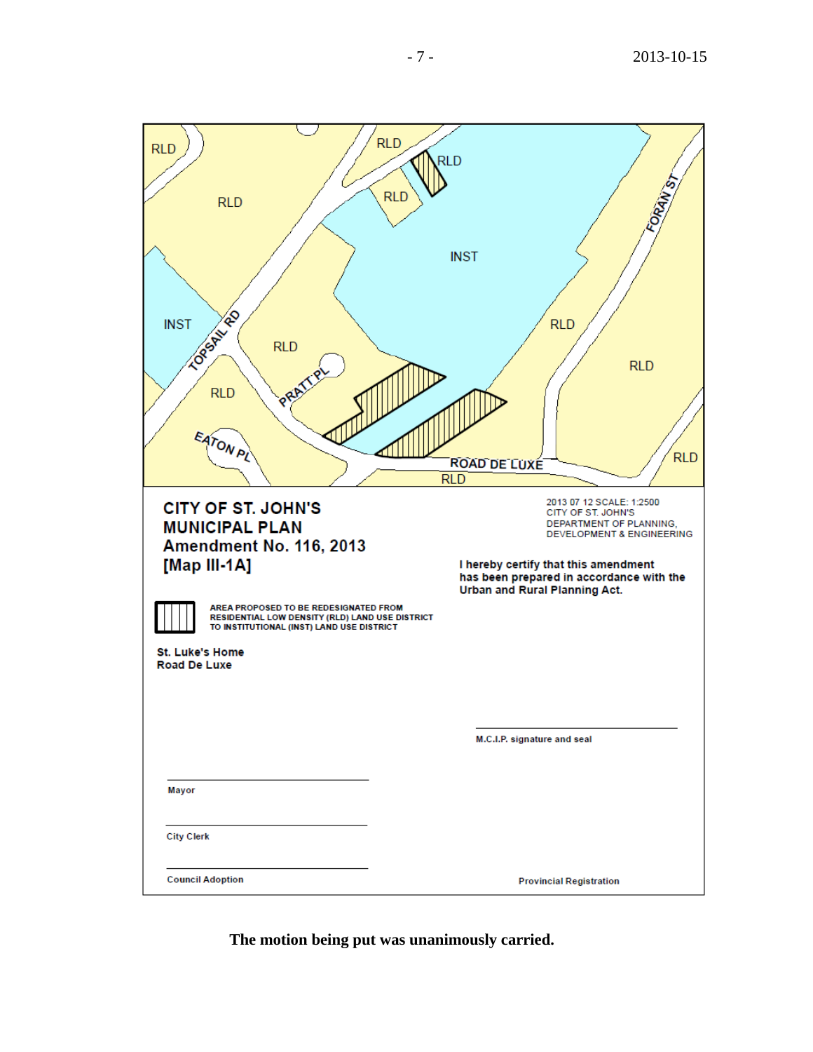RLD

RLD

RLD

RLD

RLD

INST

INST

TOPSAIL RD

RLD

RLD

RLD

PRATT PL

RLD

EATON PL

ROAD DE LUXE

RLD

FORAN ST

RLD

**CITY OF ST. JOHN'S**
**MUNICIPAL PLAN**
**Amendment No. 116, 2013**
**[Map III-1A]**

2013 07 12 SCALE: 1:2500
CITY OF ST. JOHN'S
DEPARTMENT OF PLANNING, DEVELOPMENT & ENGINEERING

**I hereby certify that this amendment has been prepared in accordance with the Urban and Rural Planning Act.**

AREA PROPOSED TO BE REDESIGNATED FROM RESIDENTIAL LOW DENSITY (RLD) LAND USE DISTRICT TO INSTITUTIONAL (INST) LAND USE DISTRICT

**St. Luke's Home**
**Road De Luxe**

M.C.I.P. signature and seal

Mayor

City Clerk

Council Adoption

Provincial Registration

**The motion being put was unanimously carried.**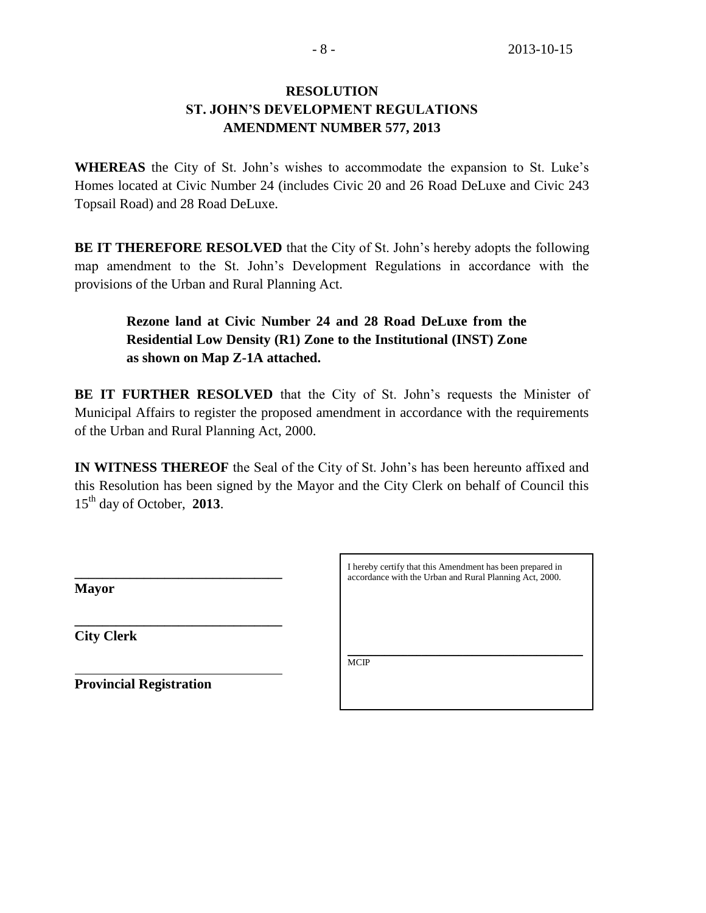# RESOLUTION
## ST. JOHN'S DEVELOPMENT REGULATIONS
## AMENDMENT NUMBER 577, 2013

**WHEREAS** the City of St. John's wishes to accommodate the expansion to St. Luke's Homes located at Civic Number 24 (includes Civic 20 and 26 Road DeLuxe and Civic 243 Topsail Road) and 28 Road DeLuxe.

**BE IT THEREFORE RESOLVED** that the City of St. John's hereby adopts the following map amendment to the St. John's Development Regulations in accordance with the provisions of the Urban and Rural Planning Act.

> **Rezone land at Civic Number 24 and 28 Road DeLuxe from the Residential Low Density (R1) Zone to the Institutional (INST) Zone as shown on Map Z-1A attached.**

**BE IT FURTHER RESOLVED** that the City of St. John's requests the Minister of Municipal Affairs to register the proposed amendment in accordance with the requirements of the Urban and Rural Planning Act, 2000.

**IN WITNESS THEREOF** the Seal of the City of St. John's has been hereunto affixed and this Resolution has been signed by the Mayor and the City Clerk on behalf of Council this 15th day of October, **2013**.

______________________________
**Mayor**

______________________________
**City Clerk**

______________________________
**Provincial Registration**

I hereby certify that this Amendment has been prepared in accordance with the Urban and Rural Planning Act, 2000.

______________________________
MCIP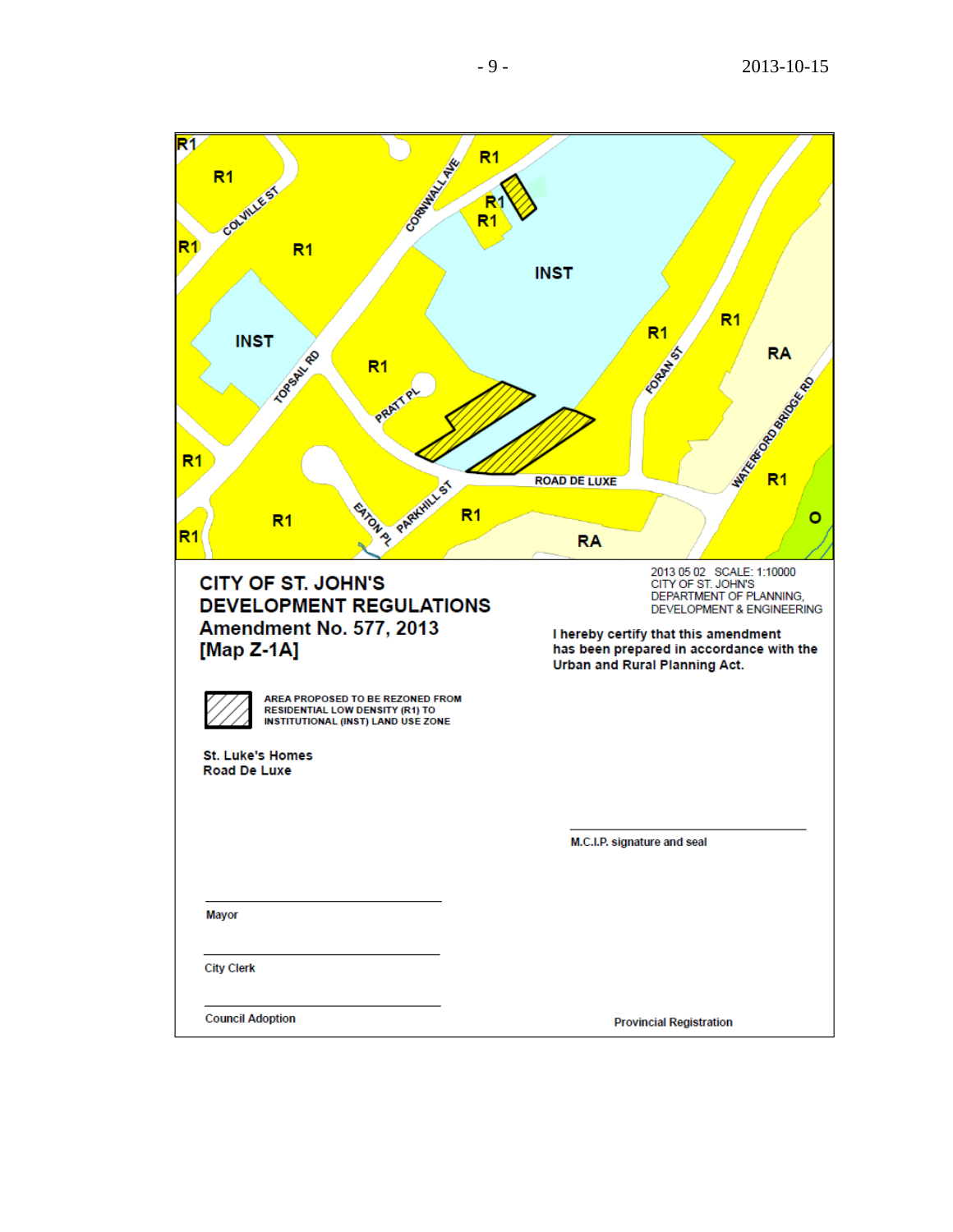R1

R1

COLVILLE ST

R1

R1

CORNWALL AVE

R1

R1

R1

INST

INST

TOPSAIL RD

R1

PRATT PL

R1

R1

FORAN ST

RA

WATERFORD BRIDGE RD

R1

ROAD DE LUXE

R1

R1

EATON PL

PARKHILL ST

R1

RA

O

R1

# CITY OF ST. JOHN'S DEVELOPMENT REGULATIONS

## Amendment No. 577, 2013
## [Map Z-1A]

2013 05 02 SCALE: 1:10000
CITY OF ST. JOHN'S
DEPARTMENT OF PLANNING, DEVELOPMENT & ENGINEERING

I hereby certify that this amendment has been prepared in accordance with the Urban and Rural Planning Act.

AREA PROPOSED TO BE REZONED FROM RESIDENTIAL LOW DENSITY (R1) TO INSTITUTIONAL (INST) LAND USE ZONE

St. Luke's Homes
Road De Luxe

M.C.I.P. signature and seal

Mayor

City Clerk

Council Adoption

Provincial Registration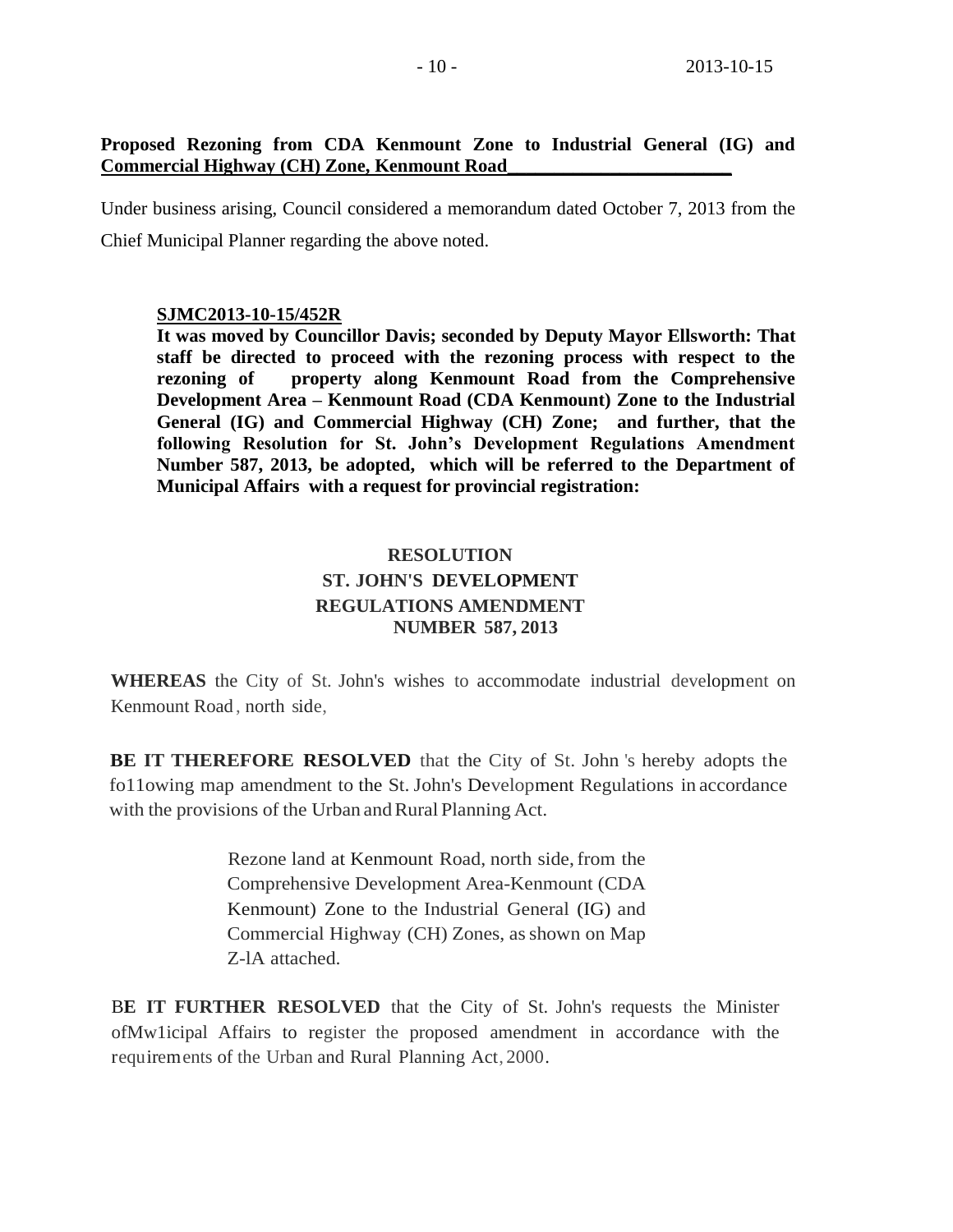**Proposed Rezoning from CDA Kenmount Zone to Industrial General (IG) and Commercial Highway (CH) Zone, Kenmount Road**

Under business arising, Council considered a memorandum dated October 7, 2013 from the Chief Municipal Planner regarding the above noted.

> **SJMC2013-10-15/452R**
>
> **It was moved by Councillor Davis; seconded by Deputy Mayor Ellsworth: That staff be directed to proceed with the rezoning process with respect to the rezoning of property along Kenmount Road from the Comprehensive Development Area – Kenmount Road (CDA Kenmount) Zone to the Industrial General (IG) and Commercial Highway (CH) Zone; and further, that the following Resolution for St. John's Development Regulations Amendment Number 587, 2013, be adopted, which will be referred to the Department of Municipal Affairs with a request for provincial registration:**

**RESOLUTION**
**ST. JOHN'S DEVELOPMENT**
**REGULATIONS AMENDMENT**
**NUMBER 587, 2013**

**WHEREAS** the City of St. John's wishes to accommodate industrial development on Kenmount Road, north side,

**BE IT THEREFORE RESOLVED** that the City of St. John 's hereby adopts the fo11owing map amendment to the St. John's Development Regulations in accordance with the provisions of the Urban and Rural Planning Act.

> Rezone land at Kenmount Road, north side, from the Comprehensive Development Area-Kenmount (CDA Kenmount) Zone to the Industrial General (IG) and Commercial Highway (CH) Zones, as shown on Map Z-lA attached.

**BE IT FURTHER RESOLVED** that the City of St. John's requests the Minister ofMw1icipal Affairs to register the proposed amendment in accordance with the requirements of the Urban and Rural Planning Act, 2000.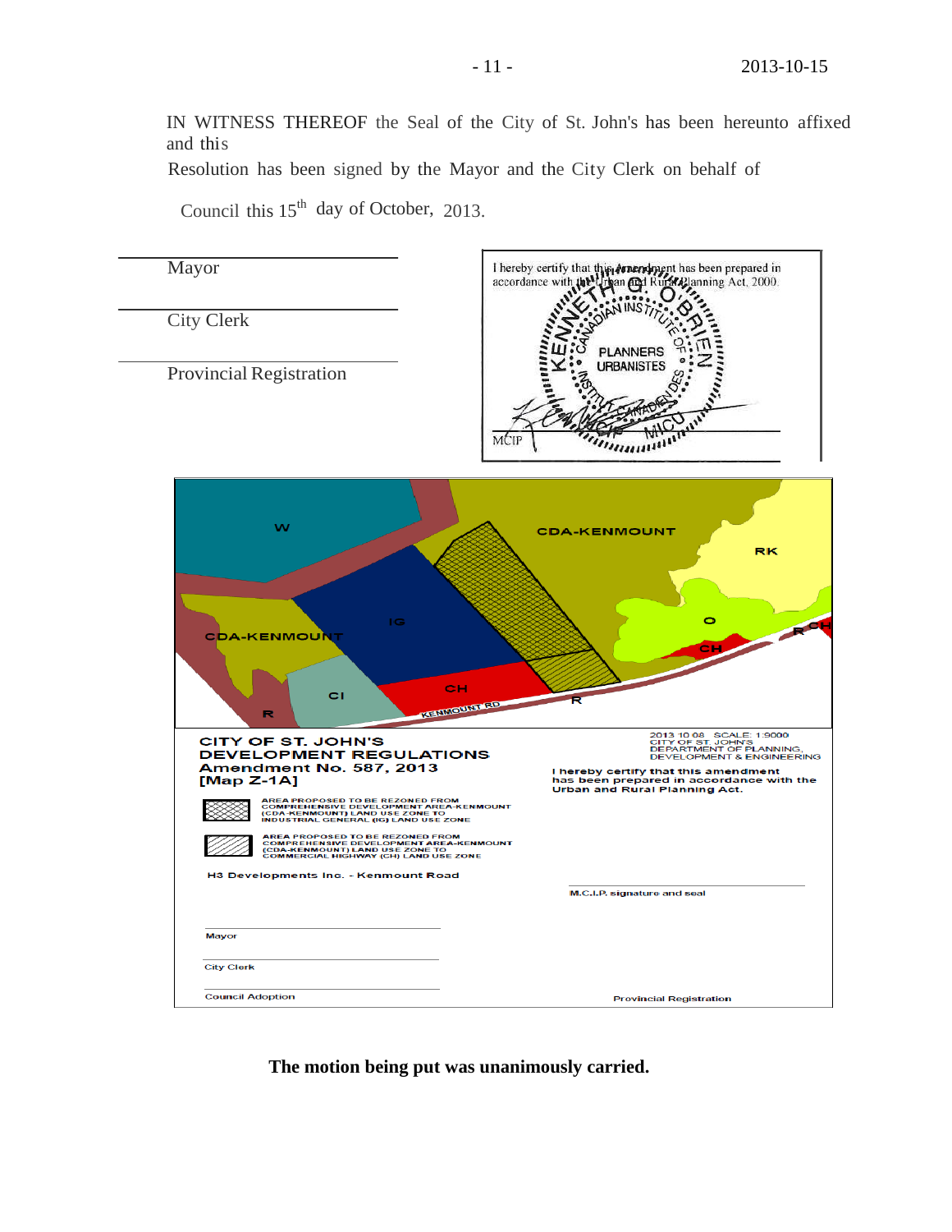IN WITNESS THEREOF the Seal of the City of St. John's has been hereunto affixed and this

Resolution has been signed by the Mayor and the City Clerk on behalf of

Council this 15th day of October, 2013.

Mayor

City Clerk

Provincial Registration

I hereby certify that this Amendment has been prepared in accordance with the Urban and Rural Planning Act, 2000.

MCIP

W

CDA-KENMOUNT

RK

IG

O

CDA-KENMOUNT

CH

CH

CH

CI

R

KENMOUNT RD

R

R

**CITY OF ST. JOHN'S**
**DEVELOPMENT REGULATIONS**
**Amendment No. 587, 2013**
**[Map Z-1A]**

2013 10 08 SCALE: 1:9000
CITY OF ST. JOHN'S
DEPARTMENT OF PLANNING,
DEVELOPMENT & ENGINEERING

AREA PROPOSED TO BE REZONED FROM COMPREHENSIVE DEVELOPMENT AREA-KENMOUNT (CDA-KENMOUNT) LAND USE ZONE TO INDUSTRIAL GENERAL (IG) LAND USE ZONE

AREA PROPOSED TO BE REZONED FROM COMPREHENSIVE DEVELOPMENT AREA-KENMOUNT (CDA-KENMOUNT) LAND USE ZONE TO COMMERCIAL HIGHWAY (CH) LAND USE ZONE

I hereby certify that this amendment has been prepared in accordance with the Urban and Rural Planning Act.

H3 Developments Inc. - Kenmount Road

M.C.I.P. signature and seal

Mayor

City Clerk

Council Adoption

Provincial Registration

**The motion being put was unanimously carried.**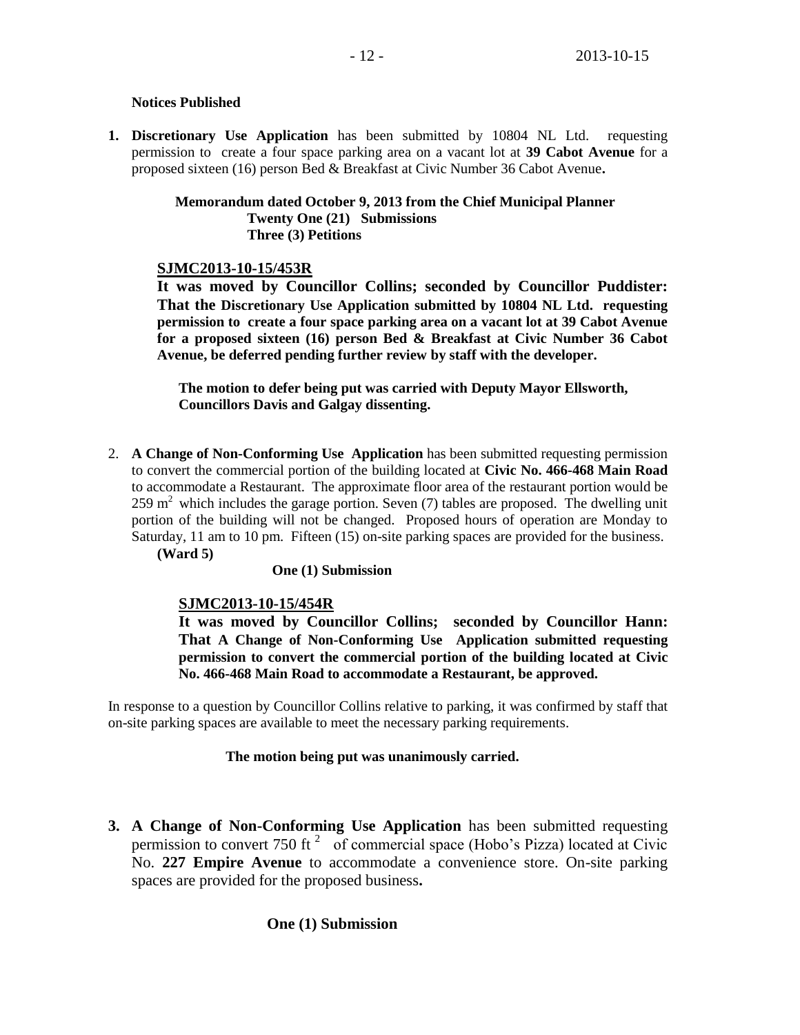**Notices Published**

1. **Discretionary Use Application** has been submitted by 10804 NL Ltd. requesting permission to create a four space parking area on a vacant lot at **39 Cabot Avenue** for a proposed sixteen (16) person Bed & Breakfast at Civic Number 36 Cabot Avenue**.**

 **Memorandum dated October 9, 2013 from the Chief Municipal Planner**
 **Twenty One (21) Submissions**
 **Three (3) Petitions**

 **SJMC2013-10-15/453R**

 **It was moved by Councillor Collins; seconded by Councillor Puddister: That the Discretionary Use Application submitted by 10804 NL Ltd. requesting permission to create a four space parking area on a vacant lot at 39 Cabot Avenue for a proposed sixteen (16) person Bed & Breakfast at Civic Number 36 Cabot Avenue, be deferred pending further review by staff with the developer.**

 **The motion to defer being put was carried with Deputy Mayor Ellsworth, Councillors Davis and Galgay dissenting.**

2. **A Change of Non-Conforming Use Application** has been submitted requesting permission to convert the commercial portion of the building located at **Civic No. 466-468 Main Road** to accommodate a Restaurant. The approximate floor area of the restaurant portion would be 259 $m^2$ which includes the garage portion. Seven (7) tables are proposed. The dwelling unit portion of the building will not be changed. Proposed hours of operation are Monday to Saturday, 11 am to 10 pm. Fifteen (15) on-site parking spaces are provided for the business.
 **(Ward 5)**

 **One (1) Submission**

 **SJMC2013-10-15/454R**

 **It was moved by Councillor Collins; seconded by Councillor Hann: That A Change of Non-Conforming Use Application submitted requesting permission to convert the commercial portion of the building located at Civic No. 466-468 Main Road to accommodate a Restaurant, be approved.**

In response to a question by Councillor Collins relative to parking, it was confirmed by staff that on-site parking spaces are available to meet the necessary parking requirements.

**The motion being put was unanimously carried.**

3. **A Change of Non-Conforming Use Application** has been submitted requesting permission to convert 750 $ft^2$ of commercial space (Hobo's Pizza) located at Civic No. **227 Empire Avenue** to accommodate a convenience store. On-site parking spaces are provided for the proposed business**.**

 **One (1) Submission**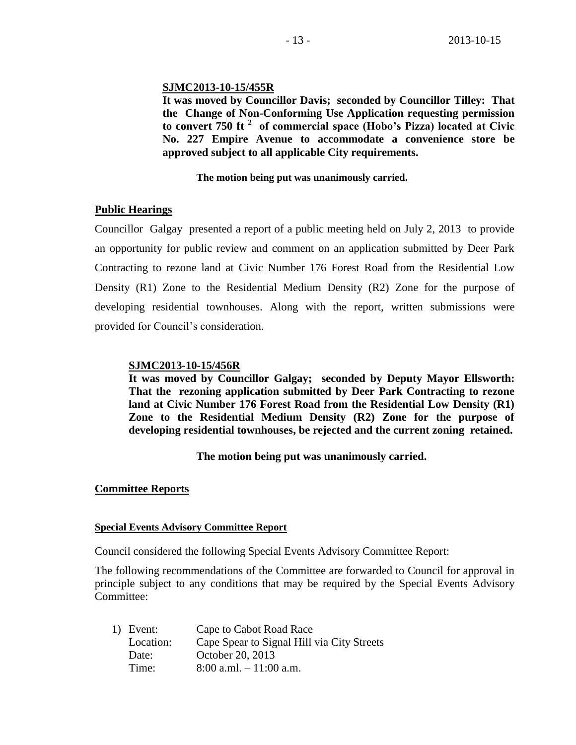**SJMC2013-10-15/455R**

**It was moved by Councillor Davis; seconded by Councillor Tilley: That the Change of Non-Conforming Use Application requesting permission to convert 750 ft $^2$ of commercial space (Hobo's Pizza) located at Civic No. 227 Empire Avenue to accommodate a convenience store be approved subject to all applicable City requirements.**

**The motion being put was unanimously carried.**

## Public Hearings

Councillor Galgay presented a report of a public meeting held on July 2, 2013 to provide an opportunity for public review and comment on an application submitted by Deer Park Contracting to rezone land at Civic Number 176 Forest Road from the Residential Low Density (R1) Zone to the Residential Medium Density (R2) Zone for the purpose of developing residential townhouses. Along with the report, written submissions were provided for Council's consideration.

**SJMC2013-10-15/456R**

**It was moved by Councillor Galgay; seconded by Deputy Mayor Ellsworth: That the rezoning application submitted by Deer Park Contracting to rezone land at Civic Number 176 Forest Road from the Residential Low Density (R1) Zone to the Residential Medium Density (R2) Zone for the purpose of developing residential townhouses, be rejected and the current zoning retained.**

**The motion being put was unanimously carried.**

## Committee Reports

### Special Events Advisory Committee Report

Council considered the following Special Events Advisory Committee Report:

The following recommendations of the Committee are forwarded to Council for approval in principle subject to any conditions that may be required by the Special Events Advisory Committee:

1) Event: Cape to Cabot Road Race
   Location: Cape Spear to Signal Hill via City Streets
   Date: October 20, 2013
   Time: 8:00 a.ml. – 11:00 a.m.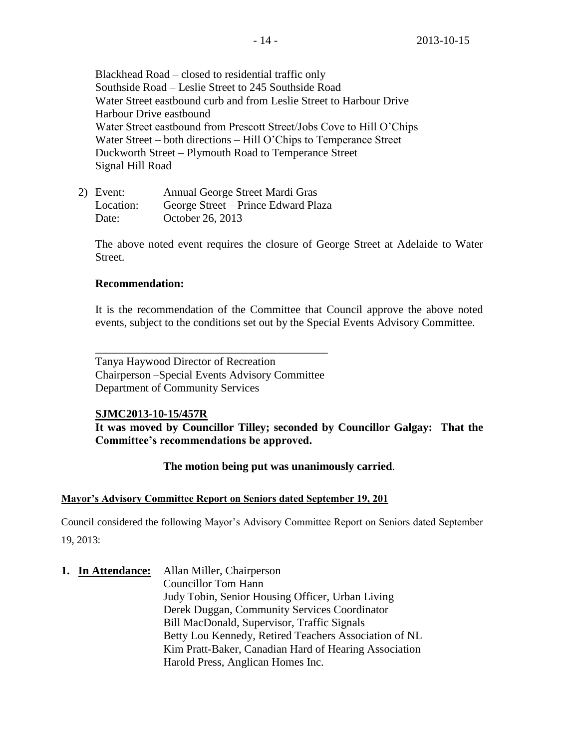Blackhead Road – closed to residential traffic only
Southside Road – Leslie Street to 245 Southside Road
Water Street eastbound curb and from Leslie Street to Harbour Drive
Harbour Drive eastbound
Water Street eastbound from Prescott Street/Jobs Cove to Hill O'Chips
Water Street – both directions – Hill O'Chips to Temperance Street
Duckworth Street – Plymouth Road to Temperance Street
Signal Hill Road

2) Event: Annual George Street Mardi Gras
   Location: George Street – Prince Edward Plaza
   Date: October 26, 2013

   The above noted event requires the closure of George Street at Adelaide to Water Street.

   **Recommendation:**

   It is the recommendation of the Committee that Council approve the above noted events, subject to the conditions set out by the Special Events Advisory Committee.

   \_\_\_\_\_\_\_\_\_\_\_\_\_\_\_\_\_\_\_\_\_\_\_\_\_\_\_\_\_\_\_\_\_\_\_\_\_\_\_\_

   Tanya Haywood Director of Recreation
   Chairperson –Special Events Advisory Committee
   Department of Community Services

   **SJMC2013-10-15/457R**
   **It was moved by Councillor Tilley; seconded by Councillor Galgay: That the Committee's recommendations be approved.**

   **The motion being put was unanimously carried**.

**Mayor's Advisory Committee Report on Seniors dated September 19, 201**

Council considered the following Mayor's Advisory Committee Report on Seniors dated September 19, 2013:

1. **In Attendance:** Allan Miller, Chairperson
   Councillor Tom Hann
   Judy Tobin, Senior Housing Officer, Urban Living
   Derek Duggan, Community Services Coordinator
   Bill MacDonald, Supervisor, Traffic Signals
   Betty Lou Kennedy, Retired Teachers Association of NL
   Kim Pratt-Baker, Canadian Hard of Hearing Association
   Harold Press, Anglican Homes Inc.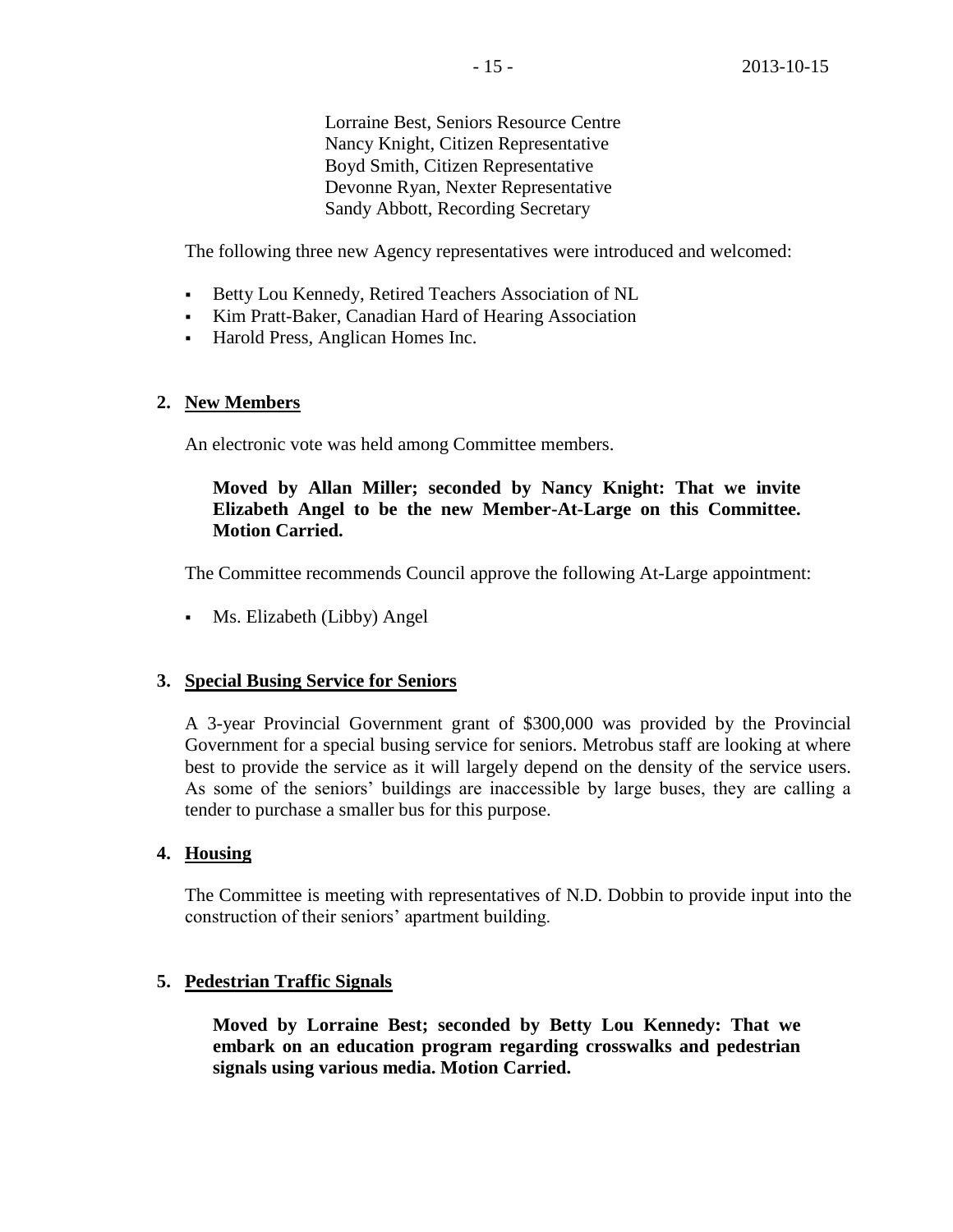Lorraine Best, Seniors Resource Centre
Nancy Knight, Citizen Representative
Boyd Smith, Citizen Representative
Devonne Ryan, Nexter Representative
Sandy Abbott, Recording Secretary

The following three new Agency representatives were introduced and welcomed:

- Betty Lou Kennedy, Retired Teachers Association of NL
- Kim Pratt-Baker, Canadian Hard of Hearing Association
- Harold Press, Anglican Homes Inc.

**2. New Members**

An electronic vote was held among Committee members.

**Moved by Allan Miller; seconded by Nancy Knight: That we invite Elizabeth Angel to be the new Member-At-Large on this Committee. Motion Carried.**

The Committee recommends Council approve the following At-Large appointment:

- Ms. Elizabeth (Libby) Angel

**3. Special Busing Service for Seniors**

A 3-year Provincial Government grant of $300,000 was provided by the Provincial Government for a special busing service for seniors. Metrobus staff are looking at where best to provide the service as it will largely depend on the density of the service users. As some of the seniors' buildings are inaccessible by large buses, they are calling a tender to purchase a smaller bus for this purpose.

**4. Housing**

The Committee is meeting with representatives of N.D. Dobbin to provide input into the construction of their seniors' apartment building.

**5. Pedestrian Traffic Signals**

**Moved by Lorraine Best; seconded by Betty Lou Kennedy: That we embark on an education program regarding crosswalks and pedestrian signals using various media. Motion Carried.**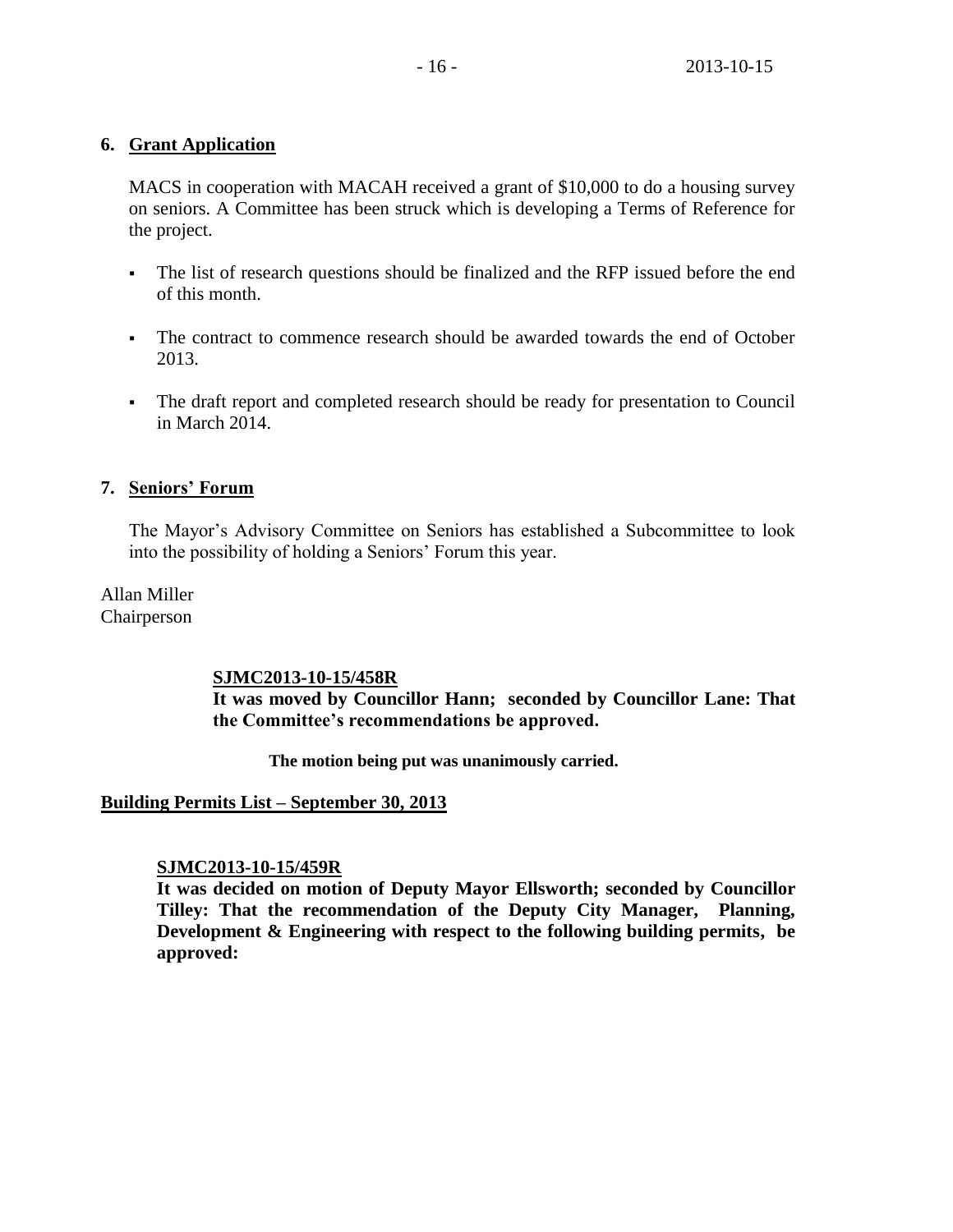6. **Grant Application**

MACS in cooperation with MACAH received a grant of $10,000 to do a housing survey on seniors. A Committee has been struck which is developing a Terms of Reference for the project.

- The list of research questions should be finalized and the RFP issued before the end of this month.
- The contract to commence research should be awarded towards the end of October 2013.
- The draft report and completed research should be ready for presentation to Council in March 2014.

7. **Seniors' Forum**

The Mayor's Advisory Committee on Seniors has established a Subcommittee to look into the possibility of holding a Seniors' Forum this year.

Allan Miller
Chairperson

**SJMC2013-10-15/458R**
**It was moved by Councillor Hann; seconded by Councillor Lane: That the Committee's recommendations be approved.**

**The motion being put was unanimously carried.**

**Building Permits List – September 30, 2013**

**SJMC2013-10-15/459R**
**It was decided on motion of Deputy Mayor Ellsworth; seconded by Councillor Tilley: That the recommendation of the Deputy City Manager, Planning, Development & Engineering with respect to the following building permits, be approved:**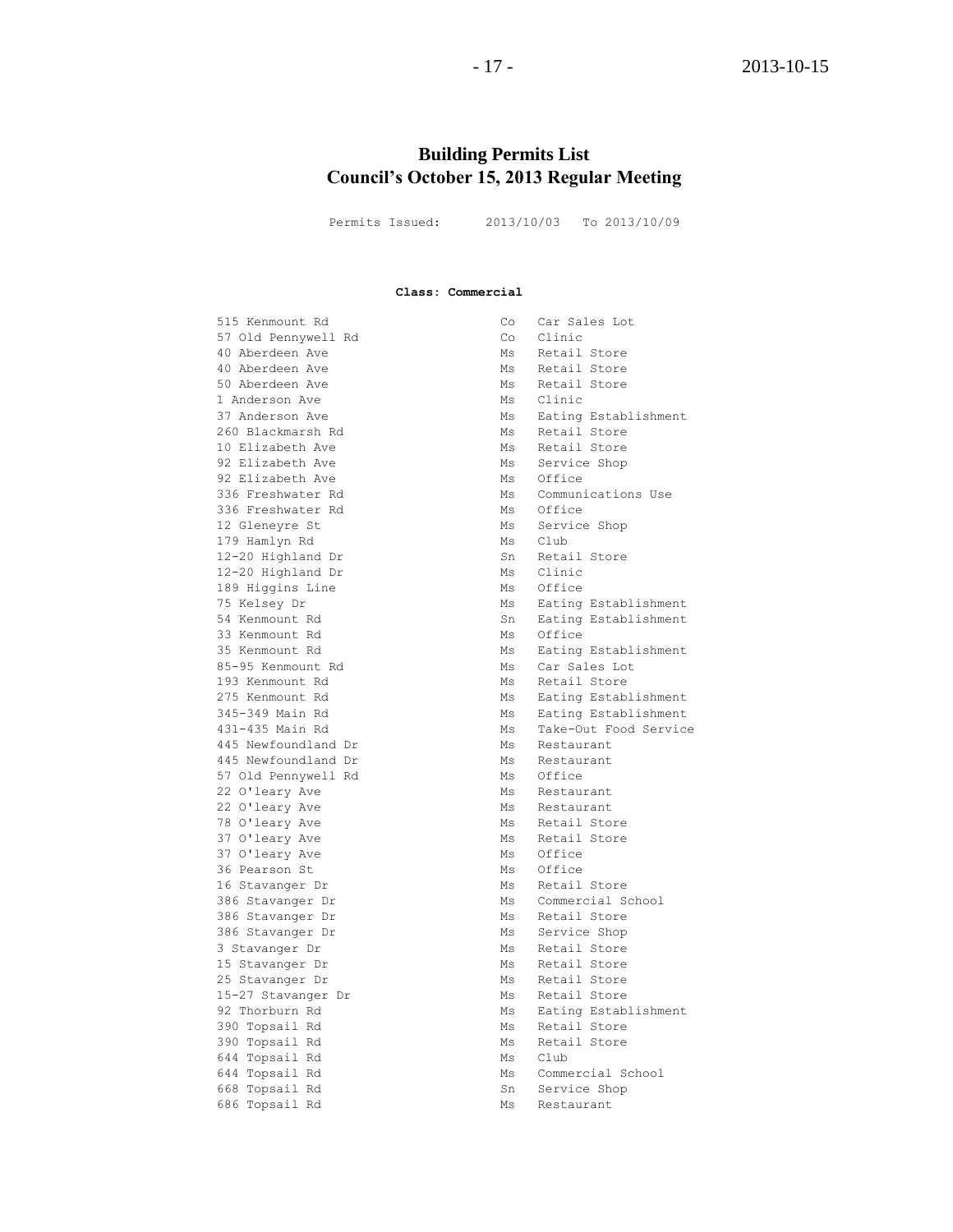# Building Permits List
## Council's October 15, 2013 Regular Meeting

Permits Issued: 2013/10/03 To 2013/10/09

**Class: Commercial**

| | | |
|---|---|---|
| 515 Kenmount Rd | Co | Car Sales Lot |
| 57 Old Pennywell Rd | Co | Clinic |
| 40 Aberdeen Ave | Ms | Retail Store |
| 40 Aberdeen Ave | Ms | Retail Store |
| 50 Aberdeen Ave | Ms | Retail Store |
| 1 Anderson Ave | Ms | Clinic |
| 37 Anderson Ave | Ms | Eating Establishment |
| 260 Blackmarsh Rd | Ms | Retail Store |
| 10 Elizabeth Ave | Ms | Retail Store |
| 92 Elizabeth Ave | Ms | Service Shop |
| 92 Elizabeth Ave | Ms | Office |
| 336 Freshwater Rd | Ms | Communications Use |
| 336 Freshwater Rd | Ms | Office |
| 12 Gleneyre St | Ms | Service Shop |
| 179 Hamlyn Rd | Ms | Club |
| 12-20 Highland Dr | Sn | Retail Store |
| 12-20 Highland Dr | Ms | Clinic |
| 189 Higgins Line | Ms | Office |
| 75 Kelsey Dr | Ms | Eating Establishment |
| 54 Kenmount Rd | Sn | Eating Establishment |
| 33 Kenmount Rd | Ms | Office |
| 35 Kenmount Rd | Ms | Eating Establishment |
| 85-95 Kenmount Rd | Ms | Car Sales Lot |
| 193 Kenmount Rd | Ms | Retail Store |
| 275 Kenmount Rd | Ms | Eating Establishment |
| 345-349 Main Rd | Ms | Eating Establishment |
| 431-435 Main Rd | Ms | Take-Out Food Service |
| 445 Newfoundland Dr | Ms | Restaurant |
| 445 Newfoundland Dr | Ms | Restaurant |
| 57 Old Pennywell Rd | Ms | Office |
| 22 O'leary Ave | Ms | Restaurant |
| 22 O'leary Ave | Ms | Restaurant |
| 78 O'leary Ave | Ms | Retail Store |
| 37 O'leary Ave | Ms | Retail Store |
| 37 O'leary Ave | Ms | Office |
| 36 Pearson St | Ms | Office |
| 16 Stavanger Dr | Ms | Retail Store |
| 386 Stavanger Dr | Ms | Commercial School |
| 386 Stavanger Dr | Ms | Retail Store |
| 386 Stavanger Dr | Ms | Service Shop |
| 3 Stavanger Dr | Ms | Retail Store |
| 15 Stavanger Dr | Ms | Retail Store |
| 25 Stavanger Dr | Ms | Retail Store |
| 15-27 Stavanger Dr | Ms | Retail Store |
| 92 Thorburn Rd | Ms | Eating Establishment |
| 390 Topsail Rd | Ms | Retail Store |
| 390 Topsail Rd | Ms | Retail Store |
| 644 Topsail Rd | Ms | Club |
| 644 Topsail Rd | Ms | Commercial School |
| 668 Topsail Rd | Sn | Service Shop |
| 686 Topsail Rd | Ms | Restaurant |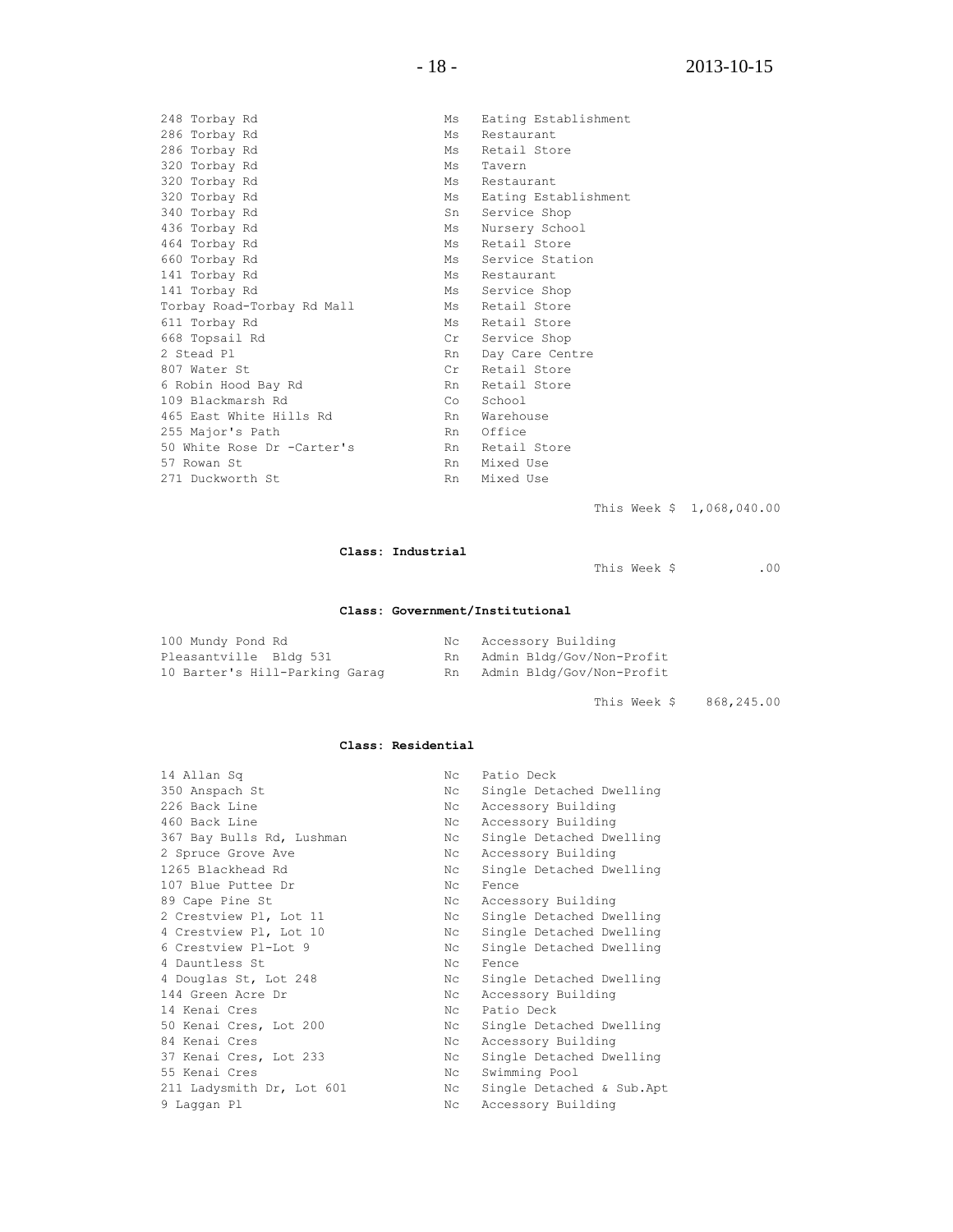| | | |
|---|---|---|
| 248 Torbay Rd | Ms | Eating Establishment |
| 286 Torbay Rd | Ms | Restaurant |
| 286 Torbay Rd | Ms | Retail Store |
| 320 Torbay Rd | Ms | Tavern |
| 320 Torbay Rd | Ms | Restaurant |
| 320 Torbay Rd | Ms | Eating Establishment |
| 340 Torbay Rd | Sn | Service Shop |
| 436 Torbay Rd | Ms | Nursery School |
| 464 Torbay Rd | Ms | Retail Store |
| 660 Torbay Rd | Ms | Service Station |
| 141 Torbay Rd | Ms | Restaurant |
| 141 Torbay Rd | Ms | Service Shop |
| Torbay Road-Torbay Rd Mall | Ms | Retail Store |
| 611 Torbay Rd | Ms | Retail Store |
| 668 Topsail Rd | Cr | Service Shop |
| 2 Stead Pl | Rn | Day Care Centre |
| 807 Water St | Cr | Retail Store |
| 6 Robin Hood Bay Rd | Rn | Retail Store |
| 109 Blackmarsh Rd | Co | School |
| 465 East White Hills Rd | Rn | Warehouse |
| 255 Major's Path | Rn | Office |
| 50 White Rose Dr -Carter's | Rn | Retail Store |
| 57 Rowan St | Rn | Mixed Use |
| 271 Duckworth St | Rn | Mixed Use |

This Week $ 1,068,040.00

**Class: Industrial**

This Week $ .00

**Class: Government/Institutional**

| | | |
|---|---|---|
| 100 Mundy Pond Rd | Nc | Accessory Building |
| Pleasantville Bldg 531 | Rn | Admin Bldg/Gov/Non-Profit |
| 10 Barter's Hill-Parking Garag | Rn | Admin Bldg/Gov/Non-Profit |

This Week $ 868,245.00

**Class: Residential**

| | | |
|---|---|---|
| 14 Allan Sq | Nc | Patio Deck |
| 350 Anspach St | Nc | Single Detached Dwelling |
| 226 Back Line | Nc | Accessory Building |
| 460 Back Line | Nc | Accessory Building |
| 367 Bay Bulls Rd, Lushman | Nc | Single Detached Dwelling |
| 2 Spruce Grove Ave | Nc | Accessory Building |
| 1265 Blackhead Rd | Nc | Single Detached Dwelling |
| 107 Blue Puttee Dr | Nc | Fence |
| 89 Cape Pine St | Nc | Accessory Building |
| 2 Crestview Pl, Lot 11 | Nc | Single Detached Dwelling |
| 4 Crestview Pl, Lot 10 | Nc | Single Detached Dwelling |
| 6 Crestview Pl-Lot 9 | Nc | Single Detached Dwelling |
| 4 Dauntless St | Nc | Fence |
| 4 Douglas St, Lot 248 | Nc | Single Detached Dwelling |
| 144 Green Acre Dr | Nc | Accessory Building |
| 14 Kenai Cres | Nc | Patio Deck |
| 50 Kenai Cres, Lot 200 | Nc | Single Detached Dwelling |
| 84 Kenai Cres | Nc | Accessory Building |
| 37 Kenai Cres, Lot 233 | Nc | Single Detached Dwelling |
| 55 Kenai Cres | Nc | Swimming Pool |
| 211 Ladysmith Dr, Lot 601 | Nc | Single Detached & Sub.Apt |
| 9 Laggan Pl | Nc | Accessory Building |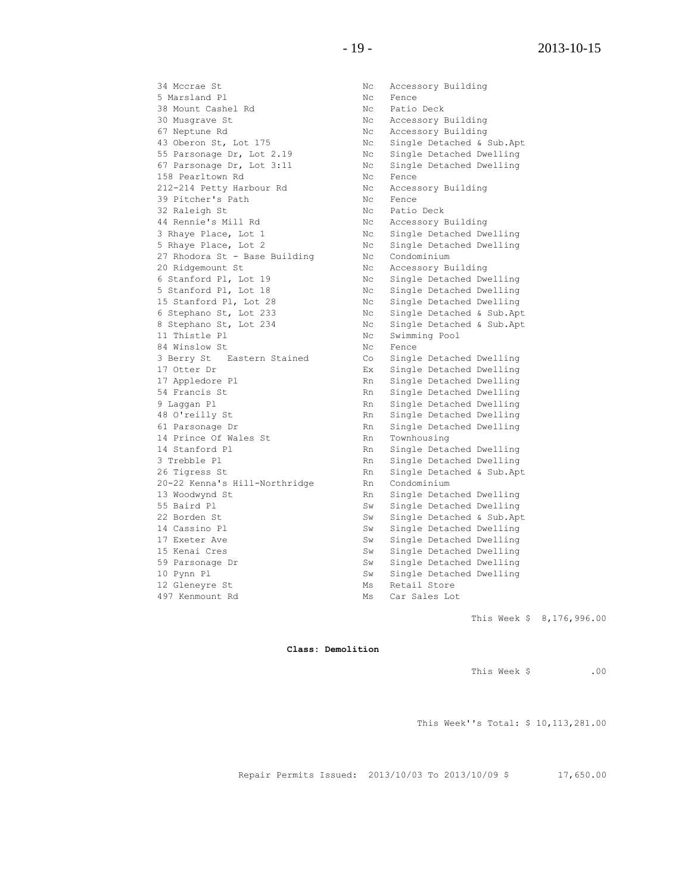| | | |
|---|---|---|
| 34 Mccrae St | Nc | Accessory Building |
| 5 Marsland Pl | Nc | Fence |
| 38 Mount Cashel Rd | Nc | Patio Deck |
| 30 Musgrave St | Nc | Accessory Building |
| 67 Neptune Rd | Nc | Accessory Building |
| 43 Oberon St, Lot 175 | Nc | Single Detached & Sub.Apt |
| 55 Parsonage Dr, Lot 2.19 | Nc | Single Detached Dwelling |
| 67 Parsonage Dr, Lot 3:11 | Nc | Single Detached Dwelling |
| 158 Pearltown Rd | Nc | Fence |
| 212-214 Petty Harbour Rd | Nc | Accessory Building |
| 39 Pitcher's Path | Nc | Fence |
| 32 Raleigh St | Nc | Patio Deck |
| 44 Rennie's Mill Rd | Nc | Accessory Building |
| 3 Rhaye Place, Lot 1 | Nc | Single Detached Dwelling |
| 5 Rhaye Place, Lot 2 | Nc | Single Detached Dwelling |
| 27 Rhodora St - Base Building | Nc | Condominium |
| 20 Ridgemount St | Nc | Accessory Building |
| 6 Stanford Pl, Lot 19 | Nc | Single Detached Dwelling |
| 5 Stanford Pl, Lot 18 | Nc | Single Detached Dwelling |
| 15 Stanford Pl, Lot 28 | Nc | Single Detached Dwelling |
| 6 Stephano St, Lot 233 | Nc | Single Detached & Sub.Apt |
| 8 Stephano St, Lot 234 | Nc | Single Detached & Sub.Apt |
| 11 Thistle Pl | Nc | Swimming Pool |
| 84 Winslow St | Nc | Fence |
| 3 Berry St Eastern Stained | Co | Single Detached Dwelling |
| 17 Otter Dr | Ex | Single Detached Dwelling |
| 17 Appledore Pl | Rn | Single Detached Dwelling |
| 54 Francis St | Rn | Single Detached Dwelling |
| 9 Laggan Pl | Rn | Single Detached Dwelling |
| 48 O'reilly St | Rn | Single Detached Dwelling |
| 61 Parsonage Dr | Rn | Single Detached Dwelling |
| 14 Prince Of Wales St | Rn | Townhousing |
| 14 Stanford Pl | Rn | Single Detached Dwelling |
| 3 Trebble Pl | Rn | Single Detached Dwelling |
| 26 Tigress St | Rn | Single Detached & Sub.Apt |
| 20-22 Kenna's Hill-Northridge | Rn | Condominium |
| 13 Woodwynd St | Rn | Single Detached Dwelling |
| 55 Baird Pl | Sw | Single Detached Dwelling |
| 22 Borden St | Sw | Single Detached & Sub.Apt |
| 14 Cassino Pl | Sw | Single Detached Dwelling |
| 17 Exeter Ave | Sw | Single Detached Dwelling |
| 15 Kenai Cres | Sw | Single Detached Dwelling |
| 59 Parsonage Dr | Sw | Single Detached Dwelling |
| 10 Pynn Pl | Sw | Single Detached Dwelling |
| 12 Gleneyre St | Ms | Retail Store |
| 497 Kenmount Rd | Ms | Car Sales Lot |

This Week $ 8,176,996.00

**Class: Demolition**

This Week $ .00

This Week''s Total: $ 10,113,281.00

Repair Permits Issued: 2013/10/03 To 2013/10/09 $ 17,650.00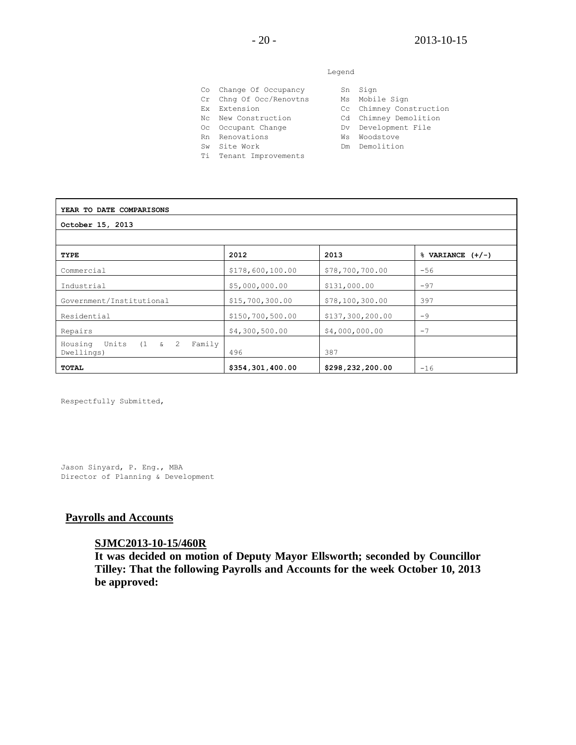Legend

| | | | |
|---|---|---|---|
| Co | Change Of Occupancy | Sn | Sign |
| Cr | Chng Of Occ/Renovtns | Ms | Mobile Sign |
| Ex | Extension | Cc | Chimney Construction |
| Nc | New Construction | Cd | Chimney Demolition |
| Oc | Occupant Change | Dv | Development File |
| Rn | Renovations | Ws | Woodstove |
| Sw | Site Work | Dm | Demolition |
| Ti | Tenant Improvements | | |

**YEAR TO DATE COMPARISONS**

**October 15, 2013**

| **TYPE** | **2012** | **2013** | **% VARIANCE (+/-)** |
|---|---|---|---|
| Commercial | $178,600,100.00 | $78,700,700.00 | -56 |
| Industrial | $5,000,000.00 | $131,000.00 | -97 |
| Government/Institutional | $15,700,300.00 | $78,100,300.00 | 397 |
| Residential | $150,700,500.00 | $137,300,200.00 | -9 |
| Repairs | $4,300,500.00 | $4,000,000.00 | -7 |
| Housing Units (1 & 2 Family Dwellings) | 496 | 387 | |
| **TOTAL** | **$354,301,400.00** | **$298,232,200.00** | -16 |

Respectfully Submitted,

Jason Sinyard, P. Eng., MBA
Director of Planning & Development

## Payrolls and Accounts

**SJMC2013-10-15/460R**
**It was decided on motion of Deputy Mayor Ellsworth; seconded by Councillor Tilley: That the following Payrolls and Accounts for the week October 10, 2013 be approved:**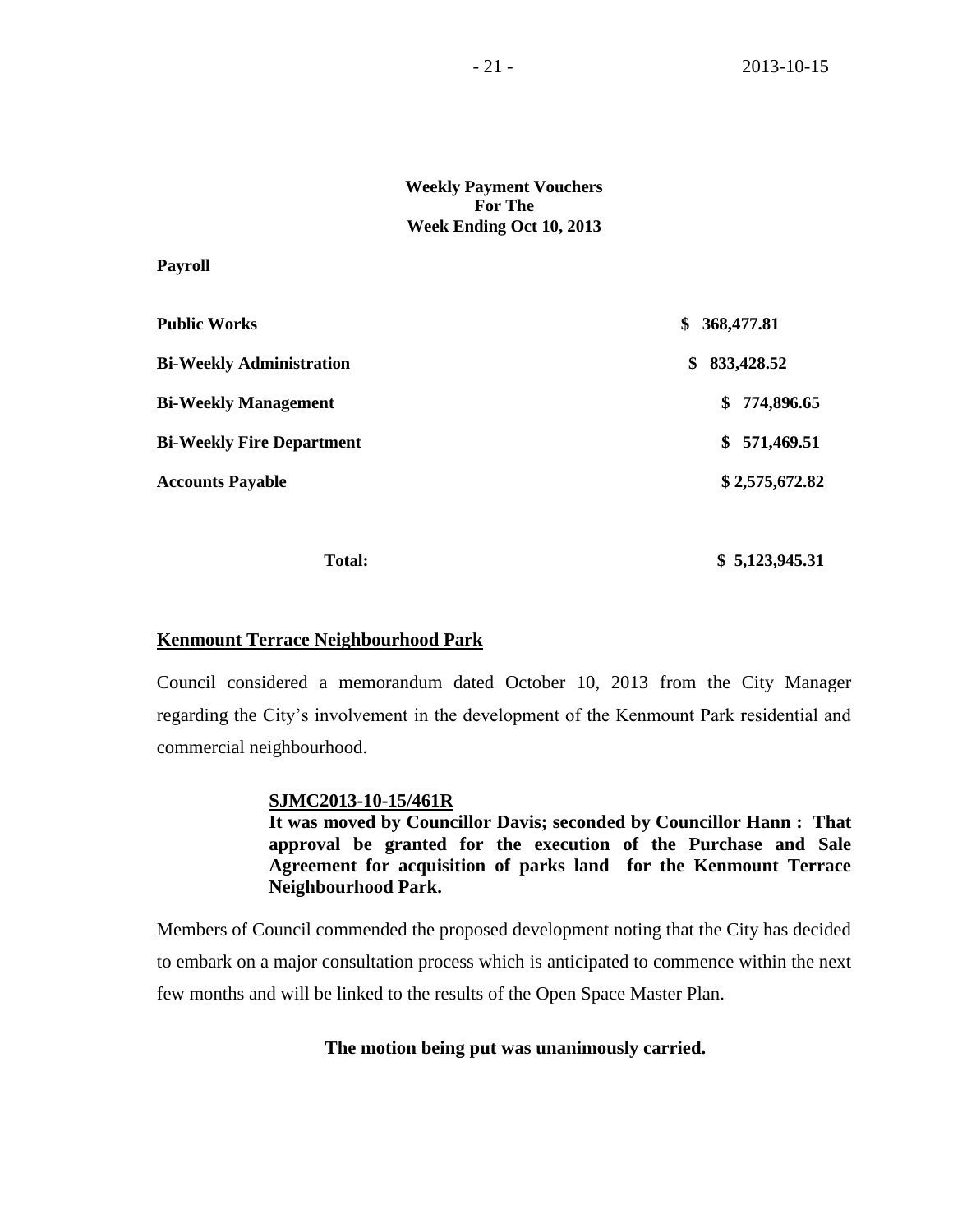**Weekly Payment Vouchers**
**For The**
**Week Ending Oct 10, 2013**

**Payroll**

| | |
|---|---|
| **Public Works** | **$ 368,477.81** |
| **Bi-Weekly Administration** | **$ 833,428.52** |
| **Bi-Weekly Management** | **$ 774,896.65** |
| **Bi-Weekly Fire Department** | **$ 571,469.51** |
| **Accounts Payable** | **$ 2,575,672.82** |
| **Total:** | **$ 5,123,945.31** |

**<u>Kenmount Terrace Neighbourhood Park</u>**

Council considered a memorandum dated October 10, 2013 from the City Manager regarding the City's involvement in the development of the Kenmount Park residential and commercial neighbourhood.

> **<u>SJMC2013-10-15/461R</u>**
> **It was moved by Councillor Davis; seconded by Councillor Hann : That approval be granted for the execution of the Purchase and Sale Agreement for acquisition of parks land for the Kenmount Terrace Neighbourhood Park.**

Members of Council commended the proposed development noting that the City has decided to embark on a major consultation process which is anticipated to commence within the next few months and will be linked to the results of the Open Space Master Plan.

**The motion being put was unanimously carried.**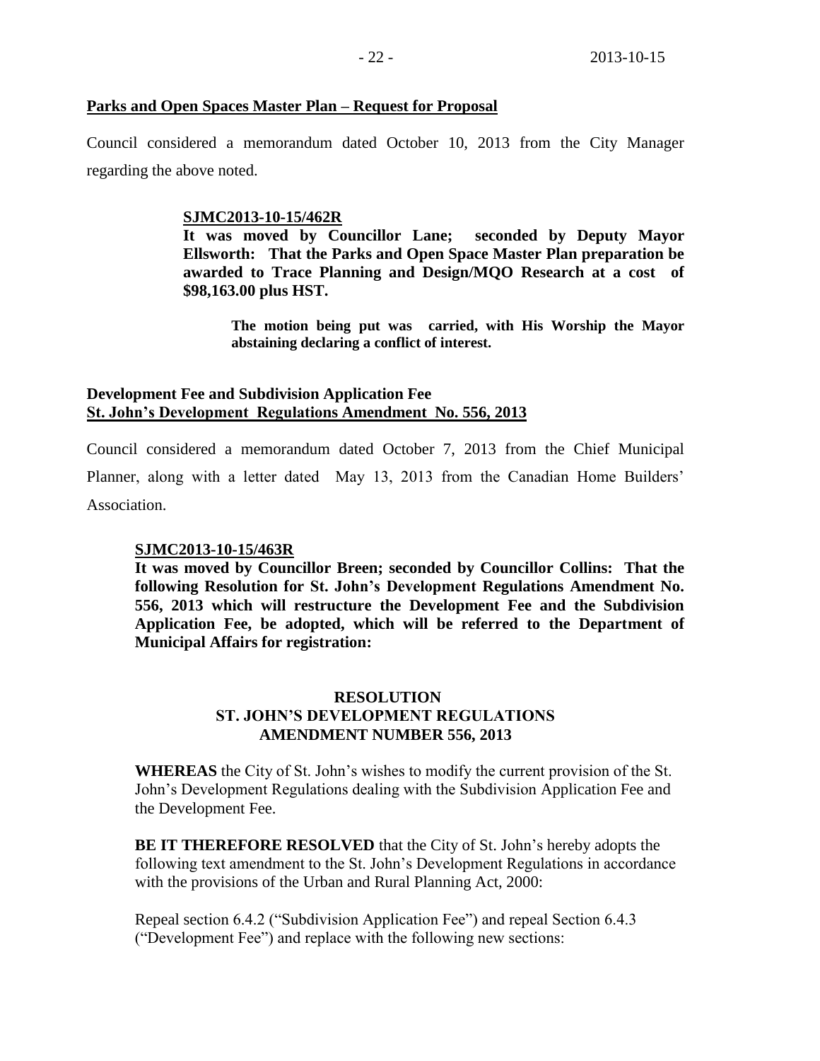**Parks and Open Spaces Master Plan – Request for Proposal**

Council considered a memorandum dated October 10, 2013 from the City Manager regarding the above noted.

**SJMC2013-10-15/462R**
**It was moved by Councillor Lane; seconded by Deputy Mayor Ellsworth: That the Parks and Open Space Master Plan preparation be awarded to Trace Planning and Design/MQO Research at a cost of $98,163.00 plus HST.**

**The motion being put was carried, with His Worship the Mayor abstaining declaring a conflict of interest.**

**Development Fee and Subdivision Application Fee**
**St. John's Development Regulations Amendment No. 556, 2013**

Council considered a memorandum dated October 7, 2013 from the Chief Municipal Planner, along with a letter dated May 13, 2013 from the Canadian Home Builders' Association.

**SJMC2013-10-15/463R**
**It was moved by Councillor Breen; seconded by Councillor Collins: That the following Resolution for St. John's Development Regulations Amendment No. 556, 2013 which will restructure the Development Fee and the Subdivision Application Fee, be adopted, which will be referred to the Department of Municipal Affairs for registration:**

**RESOLUTION**
**ST. JOHN'S DEVELOPMENT REGULATIONS**
**AMENDMENT NUMBER 556, 2013**

**WHEREAS** the City of St. John's wishes to modify the current provision of the St. John's Development Regulations dealing with the Subdivision Application Fee and the Development Fee.

**BE IT THEREFORE RESOLVED** that the City of St. John's hereby adopts the following text amendment to the St. John's Development Regulations in accordance with the provisions of the Urban and Rural Planning Act, 2000:

Repeal section 6.4.2 ("Subdivision Application Fee") and repeal Section 6.4.3 ("Development Fee") and replace with the following new sections: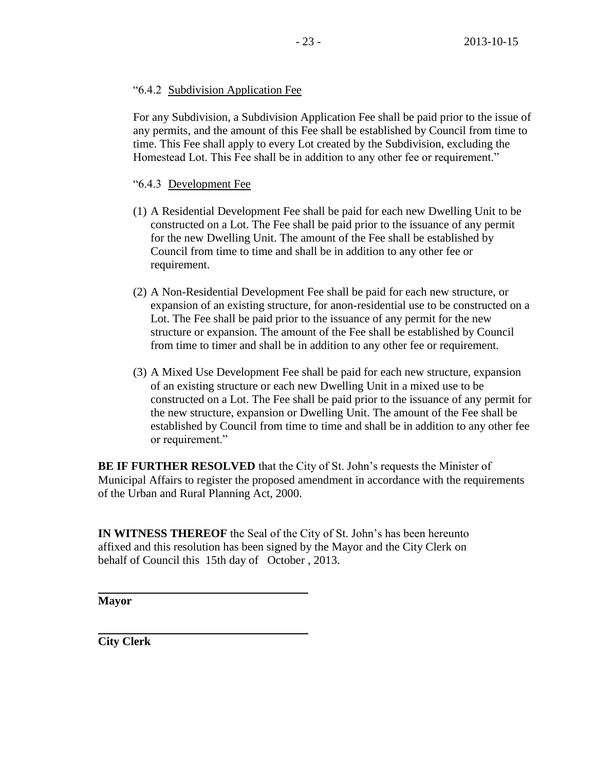"6.4.2 Subdivision Application Fee

For any Subdivision, a Subdivision Application Fee shall be paid prior to the issue of any permits, and the amount of this Fee shall be established by Council from time to time. This Fee shall apply to every Lot created by the Subdivision, excluding the Homestead Lot. This Fee shall be in addition to any other fee or requirement."

"6.4.3 Development Fee

(1) A Residential Development Fee shall be paid for each new Dwelling Unit to be constructed on a Lot. The Fee shall be paid prior to the issuance of any permit for the new Dwelling Unit. The amount of the Fee shall be established by Council from time to time and shall be in addition to any other fee or requirement.

(2) A Non-Residential Development Fee shall be paid for each new structure, or expansion of an existing structure, for anon-residential use to be constructed on a Lot. The Fee shall be paid prior to the issuance of any permit for the new structure or expansion. The amount of the Fee shall be established by Council from time to timer and shall be in addition to any other fee or requirement.

(3) A Mixed Use Development Fee shall be paid for each new structure, expansion of an existing structure or each new Dwelling Unit in a mixed use to be constructed on a Lot. The Fee shall be paid prior to the issuance of any permit for the new structure, expansion or Dwelling Unit. The amount of the Fee shall be established by Council from time to time and shall be in addition to any other fee or requirement."

**BE IF FURTHER RESOLVED** that the City of St. John's requests the Minister of Municipal Affairs to register the proposed amendment in accordance with the requirements of the Urban and Rural Planning Act, 2000.

**IN WITNESS THEREOF** the Seal of the City of St. John's has been hereunto affixed and this resolution has been signed by the Mayor and the City Clerk on behalf of Council this 15th day of October , 2013.

\_\_\_\_\_\_\_\_\_\_\_\_\_\_\_\_\_\_\_\_\_\_\_\_\_\_\_\_\_\_\_\_\_\_\_\_
**Mayor**

\_\_\_\_\_\_\_\_\_\_\_\_\_\_\_\_\_\_\_\_\_\_\_\_\_\_\_\_\_\_\_\_\_\_\_\_
**City Clerk**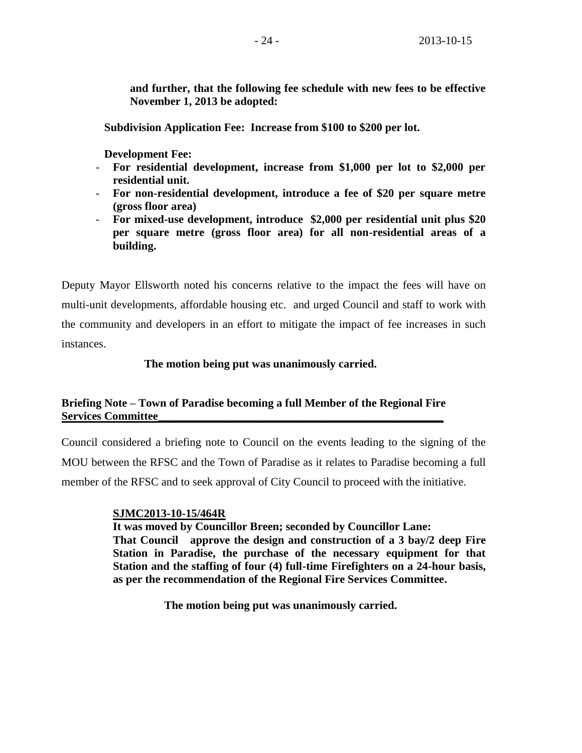**and further, that the following fee schedule with new fees to be effective November 1, 2013 be adopted:**

**Subdivision Application Fee: Increase from $100 to $200 per lot.**

**Development Fee:**

- **For residential development, increase from $1,000 per lot to $2,000 per residential unit.**
- **For non-residential development, introduce a fee of $20 per square metre (gross floor area)**
- **For mixed-use development, introduce $2,000 per residential unit plus $20 per square metre (gross floor area) for all non-residential areas of a building.**

Deputy Mayor Ellsworth noted his concerns relative to the impact the fees will have on multi-unit developments, affordable housing etc. and urged Council and staff to work with the community and developers in an effort to mitigate the impact of fee increases in such instances.

**The motion being put was unanimously carried.**

## Briefing Note – Town of Paradise becoming a full Member of the Regional Fire Services Committee

Council considered a briefing note to Council on the events leading to the signing of the MOU between the RFSC and the Town of Paradise as it relates to Paradise becoming a full member of the RFSC and to seek approval of City Council to proceed with the initiative.

**SJMC2013-10-15/464R**
**It was moved by Councillor Breen; seconded by Councillor Lane:**
**That Council approve the design and construction of a 3 bay/2 deep Fire Station in Paradise, the purchase of the necessary equipment for that Station and the staffing of four (4) full-time Firefighters on a 24-hour basis, as per the recommendation of the Regional Fire Services Committee.**

**The motion being put was unanimously carried.**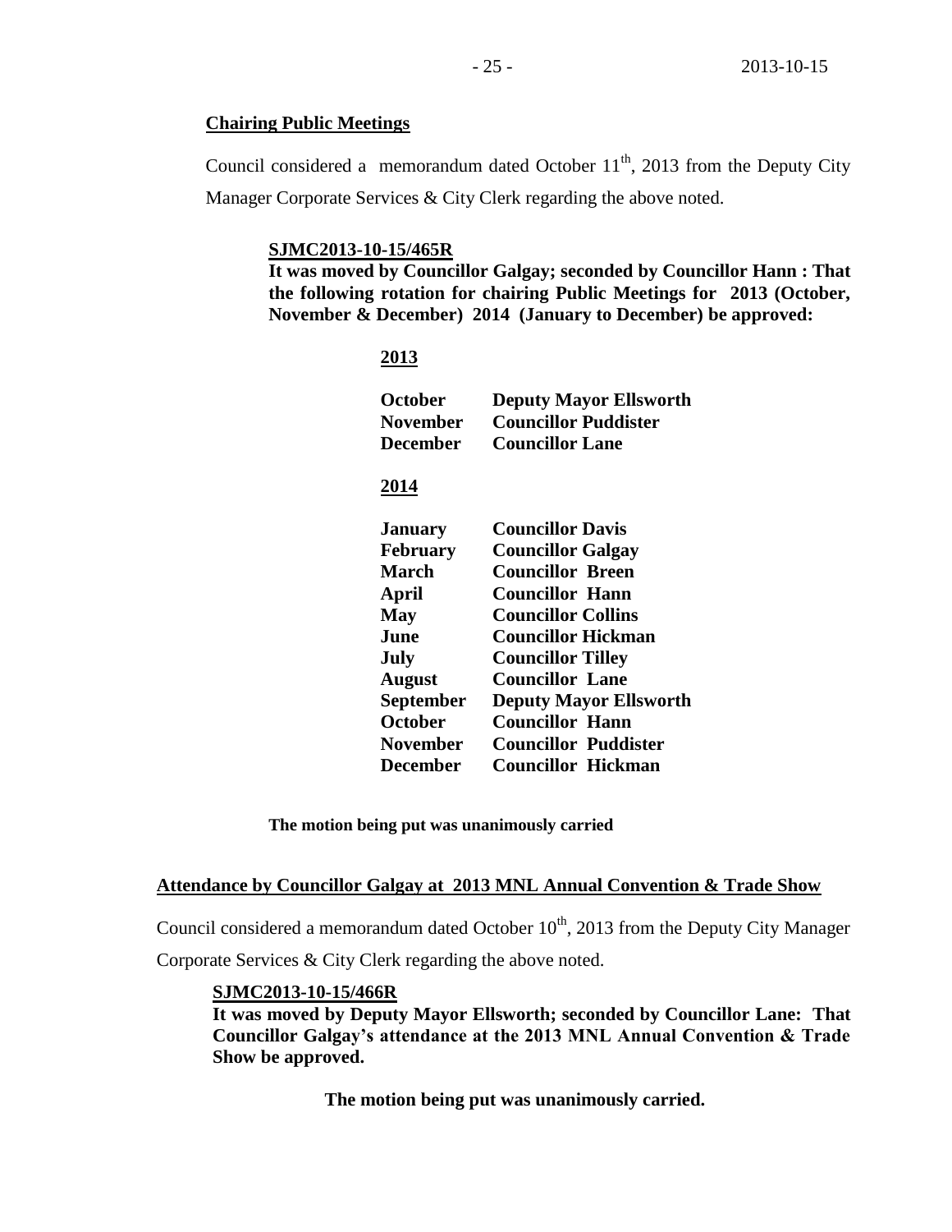**Chairing Public Meetings**

Council considered a memorandum dated October 11th, 2013 from the Deputy City Manager Corporate Services & City Clerk regarding the above noted.

**SJMC2013-10-15/465R**

**It was moved by Councillor Galgay; seconded by Councillor Hann : That the following rotation for chairing Public Meetings for 2013 (October, November & December) 2014 (January to December) be approved:**

**2013**

| | |
|---|---|
| **October** | **Deputy Mayor Ellsworth** |
| **November** | **Councillor Puddister** |
| **December** | **Councillor Lane** |

**2014**

| | |
|---|---|
| **January** | **Councillor Davis** |
| **February** | **Councillor Galgay** |
| **March** | **Councillor Breen** |
| **April** | **Councillor Hann** |
| **May** | **Councillor Collins** |
| **June** | **Councillor Hickman** |
| **July** | **Councillor Tilley** |
| **August** | **Councillor Lane** |
| **September** | **Deputy Mayor Ellsworth** |
| **October** | **Councillor Hann** |
| **November** | **Councillor Puddister** |
| **December** | **Councillor Hickman** |

**The motion being put was unanimously carried**

**Attendance by Councillor Galgay at 2013 MNL Annual Convention & Trade Show**

Council considered a memorandum dated October 10th, 2013 from the Deputy City Manager Corporate Services & City Clerk regarding the above noted.

**SJMC2013-10-15/466R**

**It was moved by Deputy Mayor Ellsworth; seconded by Councillor Lane: That Councillor Galgay's attendance at the 2013 MNL Annual Convention & Trade Show be approved.**

**The motion being put was unanimously carried.**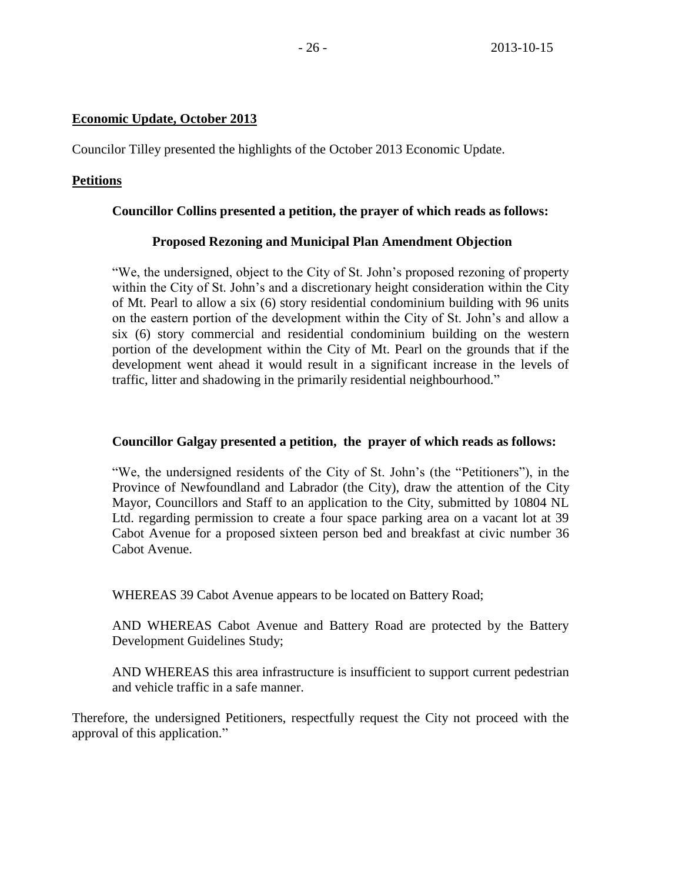**Economic Update, October 2013**

Councilor Tilley presented the highlights of the October 2013 Economic Update.

**Petitions**

**Councillor Collins presented a petition, the prayer of which reads as follows:**

**Proposed Rezoning and Municipal Plan Amendment Objection**

"We, the undersigned, object to the City of St. John's proposed rezoning of property within the City of St. John's and a discretionary height consideration within the City of Mt. Pearl to allow a six (6) story residential condominium building with 96 units on the eastern portion of the development within the City of St. John's and allow a six (6) story commercial and residential condominium building on the western portion of the development within the City of Mt. Pearl on the grounds that if the development went ahead it would result in a significant increase in the levels of traffic, litter and shadowing in the primarily residential neighbourhood."

**Councillor Galgay presented a petition, the prayer of which reads as follows:**

"We, the undersigned residents of the City of St. John's (the "Petitioners"), in the Province of Newfoundland and Labrador (the City), draw the attention of the City Mayor, Councillors and Staff to an application to the City, submitted by 10804 NL Ltd. regarding permission to create a four space parking area on a vacant lot at 39 Cabot Avenue for a proposed sixteen person bed and breakfast at civic number 36 Cabot Avenue.

WHEREAS 39 Cabot Avenue appears to be located on Battery Road;

AND WHEREAS Cabot Avenue and Battery Road are protected by the Battery Development Guidelines Study;

AND WHEREAS this area infrastructure is insufficient to support current pedestrian and vehicle traffic in a safe manner.

Therefore, the undersigned Petitioners, respectfully request the City not proceed with the approval of this application."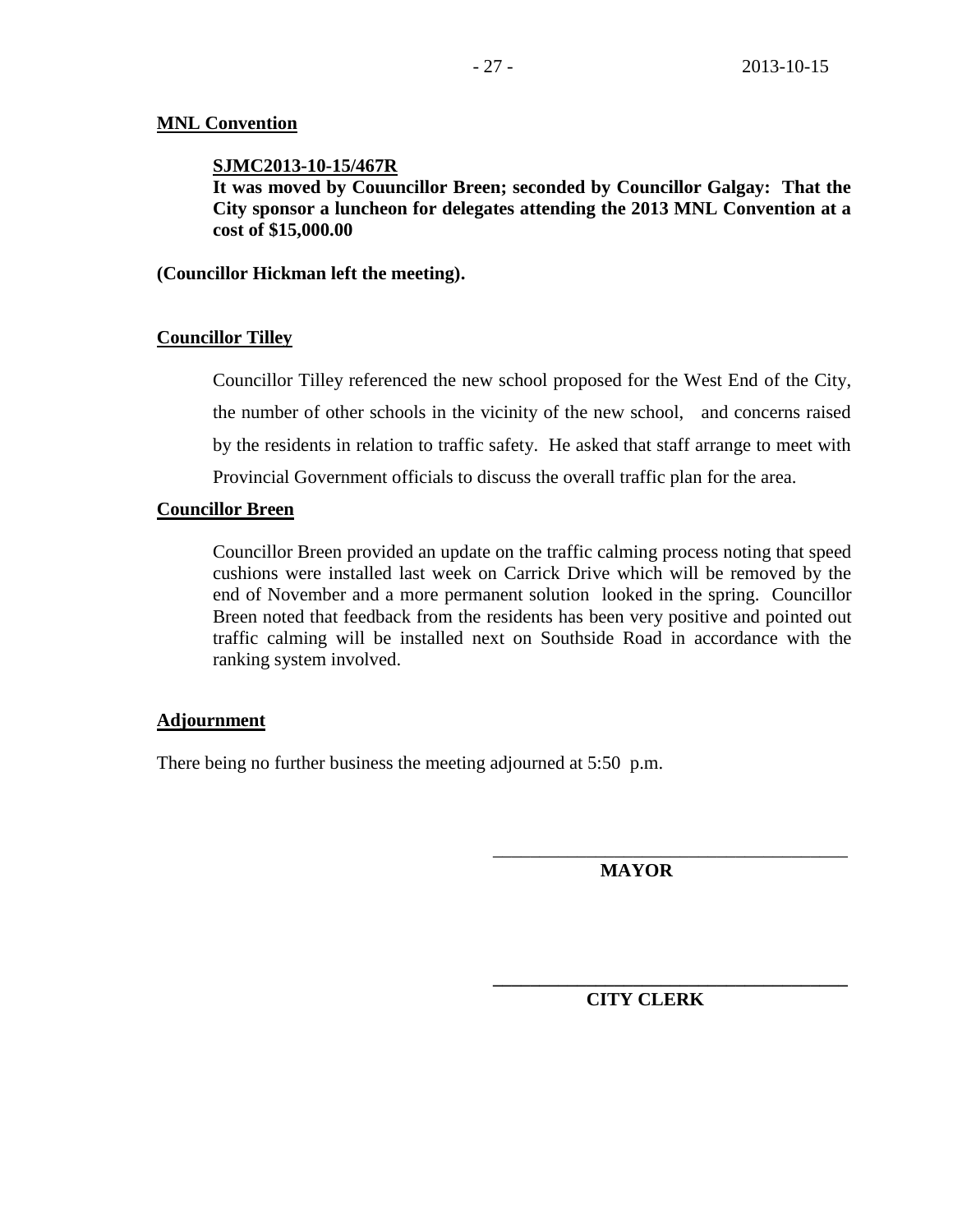**MNL Convention**

**SJMC2013-10-15/467R**

**It was moved by Couuncillor Breen; seconded by Councillor Galgay: That the City sponsor a luncheon for delegates attending the 2013 MNL Convention at a cost of $15,000.00**

**(Councillor Hickman left the meeting).**

**Councillor Tilley**

Councillor Tilley referenced the new school proposed for the West End of the City, the number of other schools in the vicinity of the new school, and concerns raised by the residents in relation to traffic safety. He asked that staff arrange to meet with Provincial Government officials to discuss the overall traffic plan for the area.

**Councillor Breen**

Councillor Breen provided an update on the traffic calming process noting that speed cushions were installed last week on Carrick Drive which will be removed by the end of November and a more permanent solution looked in the spring. Councillor Breen noted that feedback from the residents has been very positive and pointed out traffic calming will be installed next on Southside Road in accordance with the ranking system involved.

**Adjournment**

There being no further business the meeting adjourned at 5:50 p.m.

\_\_\_\_\_\_\_\_\_\_\_\_\_\_\_\_\_\_\_\_\_\_\_\_\_\_\_\_\_\_\_\_\_\_\_\_\_\_\_\_

**MAYOR**

\_\_\_\_\_\_\_\_\_\_\_\_\_\_\_\_\_\_\_\_\_\_\_\_\_\_\_\_\_\_\_\_\_\_\_\_\_\_\_\_

**CITY CLERK**